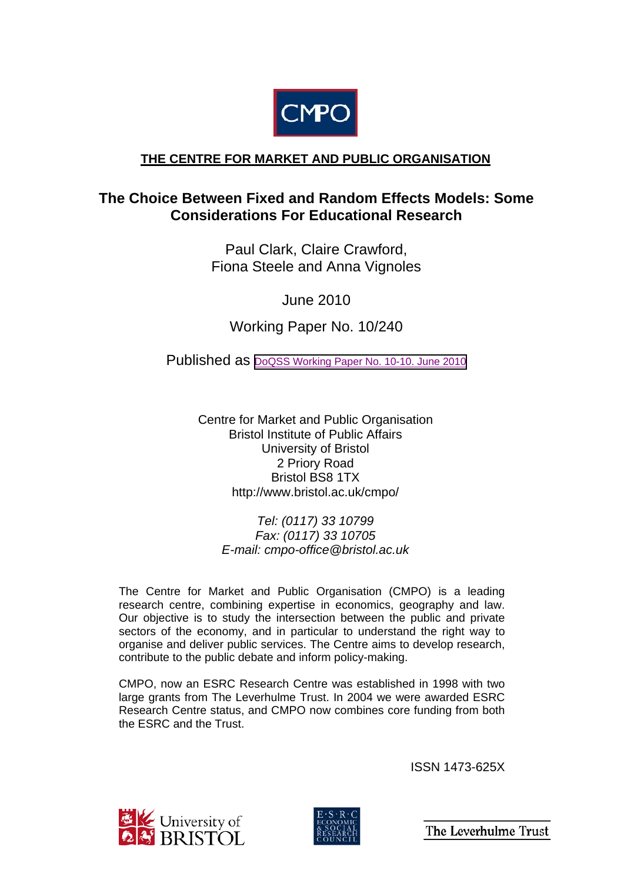CMPO

**THE CENTRE FOR MARKET AND PUBLIC ORGANISATION**

# The Choice Between Fixed and Random Effects Models: Some Considerations For Educational Research

Paul Clark, Claire Crawford,
Fiona Steele and Anna Vignoles

June 2010

Working Paper No. 10/240

Published as DoQSS Working Paper No. 10-10. June 2010

Centre for Market and Public Organisation
Bristol Institute of Public Affairs
University of Bristol
2 Priory Road
Bristol BS8 1TX
http://www.bristol.ac.uk/cmpo/

*Tel: (0117) 33 10799*
*Fax: (0117) 33 10705*
*E-mail: cmpo-office@bristol.ac.uk*

The Centre for Market and Public Organisation (CMPO) is a leading research centre, combining expertise in economics, geography and law. Our objective is to study the intersection between the public and private sectors of the economy, and in particular to understand the right way to organise and deliver public services. The Centre aims to develop research, contribute to the public debate and inform policy-making.

CMPO, now an ESRC Research Centre was established in 1998 with two large grants from The Leverhulme Trust. In 2004 we were awarded ESRC Research Centre status, and CMPO now combines core funding from both the ESRC and the Trust.

ISSN 1473-625X

University of Bristol

E·S·R·C ECONOMIC & SOCIAL RESEARCH COUNCIL

The Leverhulme Trust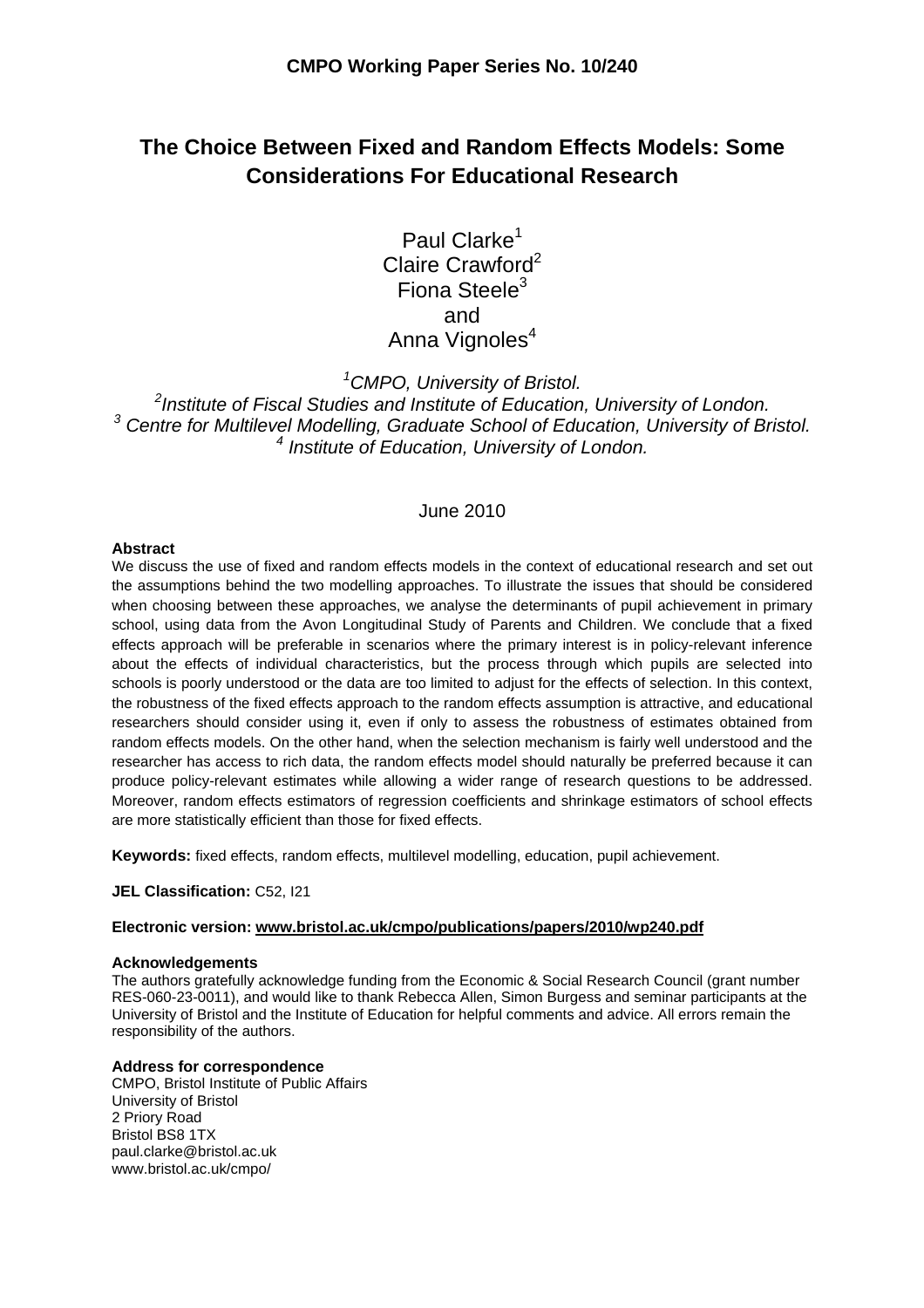**CMPO Working Paper Series No. 10/240**

# The Choice Between Fixed and Random Effects Models: Some Considerations For Educational Research

Paul Clarke[1]
Claire Crawford[2]
Fiona Steele[3]
and
Anna Vignoles[4]

[1] *CMPO, University of Bristol.*
[2] *Institute of Fiscal Studies and Institute of Education, University of London.*
[3] *Centre for Multilevel Modelling, Graduate School of Education, University of Bristol.*
[4] *Institute of Education, University of London.*

June 2010

**Abstract**

We discuss the use of fixed and random effects models in the context of educational research and set out the assumptions behind the two modelling approaches. To illustrate the issues that should be considered when choosing between these approaches, we analyse the determinants of pupil achievement in primary school, using data from the Avon Longitudinal Study of Parents and Children. We conclude that a fixed effects approach will be preferable in scenarios where the primary interest is in policy-relevant inference about the effects of individual characteristics, but the process through which pupils are selected into schools is poorly understood or the data are too limited to adjust for the effects of selection. In this context, the robustness of the fixed effects approach to the random effects assumption is attractive, and educational researchers should consider using it, even if only to assess the robustness of estimates obtained from random effects models. On the other hand, when the selection mechanism is fairly well understood and the researcher has access to rich data, the random effects model should naturally be preferred because it can produce policy-relevant estimates while allowing a wider range of research questions to be addressed. Moreover, random effects estimators of regression coefficients and shrinkage estimators of school effects are more statistically efficient than those for fixed effects.

**Keywords:** fixed effects, random effects, multilevel modelling, education, pupil achievement.

**JEL Classification:** C52, I21

**Electronic version: www.bristol.ac.uk/cmpo/publications/papers/2010/wp240.pdf**

**Acknowledgements**

The authors gratefully acknowledge funding from the Economic & Social Research Council (grant number RES-060-23-0011), and would like to thank Rebecca Allen, Simon Burgess and seminar participants at the University of Bristol and the Institute of Education for helpful comments and advice. All errors remain the responsibility of the authors.

**Address for correspondence**

CMPO, Bristol Institute of Public Affairs
University of Bristol
2 Priory Road
Bristol BS8 1TX
paul.clarke@bristol.ac.uk
www.bristol.ac.uk/cmpo/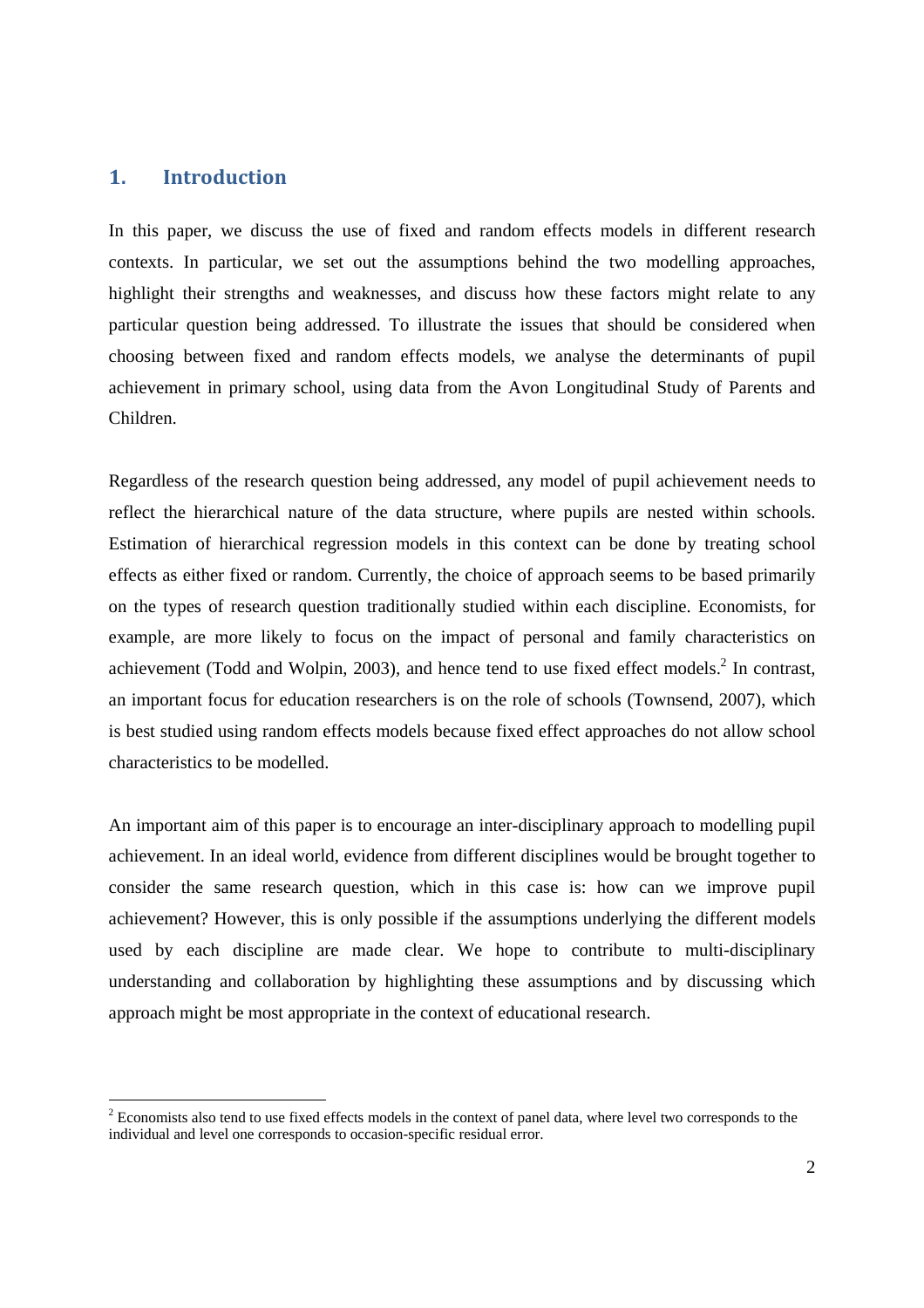## 1. Introduction

In this paper, we discuss the use of fixed and random effects models in different research contexts. In particular, we set out the assumptions behind the two modelling approaches, highlight their strengths and weaknesses, and discuss how these factors might relate to any particular question being addressed. To illustrate the issues that should be considered when choosing between fixed and random effects models, we analyse the determinants of pupil achievement in primary school, using data from the Avon Longitudinal Study of Parents and Children.

Regardless of the research question being addressed, any model of pupil achievement needs to reflect the hierarchical nature of the data structure, where pupils are nested within schools. Estimation of hierarchical regression models in this context can be done by treating school effects as either fixed or random. Currently, the choice of approach seems to be based primarily on the types of research question traditionally studied within each discipline. Economists, for example, are more likely to focus on the impact of personal and family characteristics on achievement (Todd and Wolpin, 2003), and hence tend to use fixed effect models.[2] In contrast, an important focus for education researchers is on the role of schools (Townsend, 2007), which is best studied using random effects models because fixed effect approaches do not allow school characteristics to be modelled.

An important aim of this paper is to encourage an inter-disciplinary approach to modelling pupil achievement. In an ideal world, evidence from different disciplines would be brought together to consider the same research question, which in this case is: how can we improve pupil achievement? However, this is only possible if the assumptions underlying the different models used by each discipline are made clear. We hope to contribute to multi-disciplinary understanding and collaboration by highlighting these assumptions and by discussing which approach might be most appropriate in the context of educational research.

[2] Economists also tend to use fixed effects models in the context of panel data, where level two corresponds to the individual and level one corresponds to occasion-specific residual error.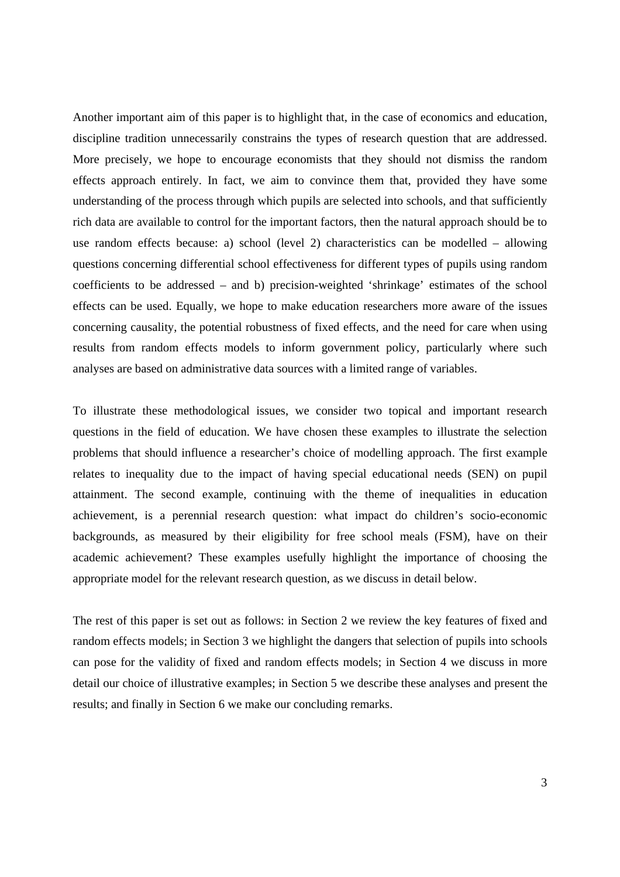Another important aim of this paper is to highlight that, in the case of economics and education, discipline tradition unnecessarily constrains the types of research question that are addressed. More precisely, we hope to encourage economists that they should not dismiss the random effects approach entirely. In fact, we aim to convince them that, provided they have some understanding of the process through which pupils are selected into schools, and that sufficiently rich data are available to control for the important factors, then the natural approach should be to use random effects because: a) school (level 2) characteristics can be modelled – allowing questions concerning differential school effectiveness for different types of pupils using random coefficients to be addressed – and b) precision-weighted 'shrinkage' estimates of the school effects can be used. Equally, we hope to make education researchers more aware of the issues concerning causality, the potential robustness of fixed effects, and the need for care when using results from random effects models to inform government policy, particularly where such analyses are based on administrative data sources with a limited range of variables.

To illustrate these methodological issues, we consider two topical and important research questions in the field of education. We have chosen these examples to illustrate the selection problems that should influence a researcher's choice of modelling approach. The first example relates to inequality due to the impact of having special educational needs (SEN) on pupil attainment. The second example, continuing with the theme of inequalities in education achievement, is a perennial research question: what impact do children's socio-economic backgrounds, as measured by their eligibility for free school meals (FSM), have on their academic achievement? These examples usefully highlight the importance of choosing the appropriate model for the relevant research question, as we discuss in detail below.

The rest of this paper is set out as follows: in Section 2 we review the key features of fixed and random effects models; in Section 3 we highlight the dangers that selection of pupils into schools can pose for the validity of fixed and random effects models; in Section 4 we discuss in more detail our choice of illustrative examples; in Section 5 we describe these analyses and present the results; and finally in Section 6 we make our concluding remarks.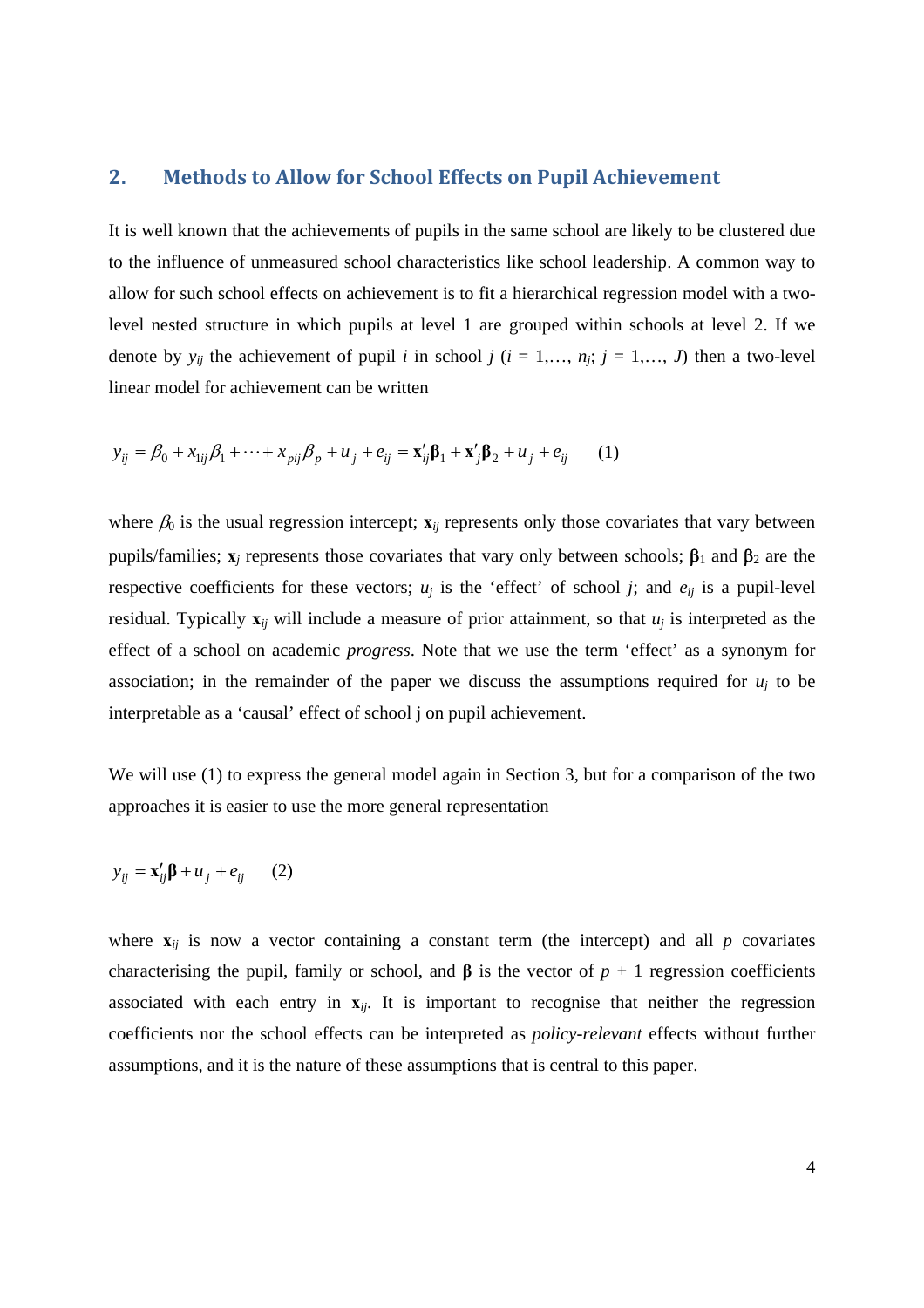## 2. Methods to Allow for School Effects on Pupil Achievement

It is well known that the achievements of pupils in the same school are likely to be clustered due to the influence of unmeasured school characteristics like school leadership. A common way to allow for such school effects on achievement is to fit a hierarchical regression model with a two-level nested structure in which pupils at level 1 are grouped within schools at level 2. If we denote by $y_{ij}$ the achievement of pupil $i$ in school $j$ ($i = 1,\dots, n_j$; $j = 1,\dots, J$) then a two-level linear model for achievement can be written

$$y_{ij} = \beta_0 + x_{1ij}\beta_1 + \cdots + x_{pij}\beta_p + u_j + e_{ij} = \mathbf{x}'_{ij}\boldsymbol{\beta}_1 + \mathbf{x}'_j\boldsymbol{\beta}_2 + u_j + e_{ij} \qquad (1)$$

where $\beta_0$ is the usual regression intercept; $\mathbf{x}_{ij}$ represents only those covariates that vary between pupils/families; $\mathbf{x}_j$ represents those covariates that vary only between schools; $\boldsymbol{\beta}_1$ and $\boldsymbol{\beta}_2$ are the respective coefficients for these vectors; $u_j$ is the 'effect' of school $j$; and $e_{ij}$ is a pupil-level residual. Typically $\mathbf{x}_{ij}$ will include a measure of prior attainment, so that $u_j$ is interpreted as the effect of a school on academic *progress*. Note that we use the term 'effect' as a synonym for association; in the remainder of the paper we discuss the assumptions required for $u_j$ to be interpretable as a 'causal' effect of school j on pupil achievement.

We will use (1) to express the general model again in Section 3, but for a comparison of the two approaches it is easier to use the more general representation

$$y_{ij} = \mathbf{x}'_{ij}\boldsymbol{\beta} + u_j + e_{ij} \qquad (2)$$

where $\mathbf{x}_{ij}$ is now a vector containing a constant term (the intercept) and all $p$ covariates characterising the pupil, family or school, and $\boldsymbol{\beta}$ is the vector of $p + 1$ regression coefficients associated with each entry in $\mathbf{x}_{ij}$. It is important to recognise that neither the regression coefficients nor the school effects can be interpreted as *policy-relevant* effects without further assumptions, and it is the nature of these assumptions that is central to this paper.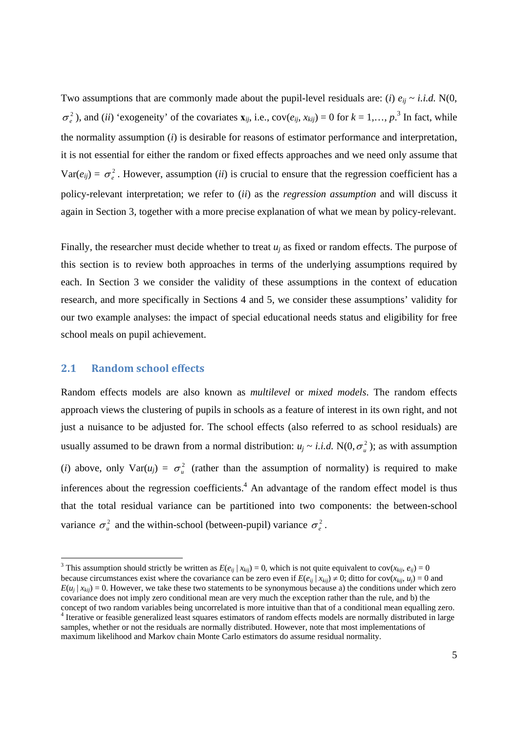Two assumptions that are commonly made about the pupil-level residuals are: (*i*) $e_{ij} \sim i.i.d.\ \mathrm{N}(0, \sigma_e^2)$, and (*ii*) 'exogeneity' of the covariates $\mathbf{x}_{ij}$, i.e., $\mathrm{cov}(e_{ij}, x_{kij}) = 0$ for $k = 1,\ldots, p$.[3] In fact, while the normality assumption (*i*) is desirable for reasons of estimator performance and interpretation, it is not essential for either the random or fixed effects approaches and we need only assume that $\mathrm{Var}(e_{ij}) = \sigma_e^2$. However, assumption (*ii*) is crucial to ensure that the regression coefficient has a policy-relevant interpretation; we refer to (*ii*) as the *regression assumption* and will discuss it again in Section 3, together with a more precise explanation of what we mean by policy-relevant.

Finally, the researcher must decide whether to treat $u_j$ as fixed or random effects. The purpose of this section is to review both approaches in terms of the underlying assumptions required by each. In Section 3 we consider the validity of these assumptions in the context of education research, and more specifically in Sections 4 and 5, we consider these assumptions' validity for our two example analyses: the impact of special educational needs status and eligibility for free school meals on pupil achievement.

## 2.1 Random school effects

Random effects models are also known as *multilevel* or *mixed models*. The random effects approach views the clustering of pupils in schools as a feature of interest in its own right, and not just a nuisance to be adjusted for. The school effects (also referred to as school residuals) are usually assumed to be drawn from a normal distribution: $u_j \sim i.i.d.\ \mathrm{N}(0, \sigma_u^2)$; as with assumption (*i*) above, only $\mathrm{Var}(u_j) = \sigma_u^2$ (rather than the assumption of normality) is required to make inferences about the regression coefficients.[4] An advantage of the random effect model is thus that the total residual variance can be partitioned into two components: the between-school variance $\sigma_u^2$ and the within-school (between-pupil) variance $\sigma_e^2$.

---

[3] This assumption should strictly be written as $E(e_{ij} \mid x_{kij}) = 0$, which is not quite equivalent to $\mathrm{cov}(x_{kij}, e_{ij}) = 0$ because circumstances exist where the covariance can be zero even if $E(e_{ij} \mid x_{kij}) \neq 0$; ditto for $\mathrm{cov}(x_{kij}, u_j) = 0$ and $E(u_j \mid x_{kij}) = 0$. However, we take these two statements to be synonymous because a) the conditions under which zero covariance does not imply zero conditional mean are very much the exception rather than the rule, and b) the concept of two random variables being uncorrelated is more intuitive than that of a conditional mean equalling zero.

[4] Iterative or feasible generalized least squares estimators of random effects models are normally distributed in large samples, whether or not the residuals are normally distributed. However, note that most implementations of maximum likelihood and Markov chain Monte Carlo estimators do assume residual normality.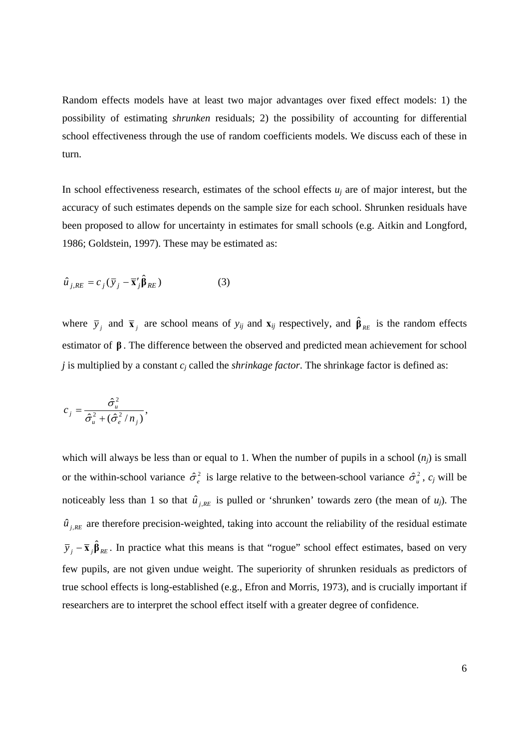Random effects models have at least two major advantages over fixed effect models: 1) the possibility of estimating *shrunken* residuals; 2) the possibility of accounting for differential school effectiveness through the use of random coefficients models. We discuss each of these in turn.

In school effectiveness research, estimates of the school effects $u_j$ are of major interest, but the accuracy of such estimates depends on the sample size for each school. Shrunken residuals have been proposed to allow for uncertainty in estimates for small schools (e.g. Aitkin and Longford, 1986; Goldstein, 1997). These may be estimated as:

$$\hat{u}_{j,RE} = c_j(\bar{y}_j - \bar{\mathbf{x}}'_j \hat{\boldsymbol{\beta}}_{RE}) \qquad (3)$$

where $\bar{y}_j$ and $\bar{\mathbf{x}}_j$ are school means of $y_{ij}$ and $\mathbf{x}_{ij}$ respectively, and $\hat{\boldsymbol{\beta}}_{RE}$ is the random effects estimator of $\boldsymbol{\beta}$. The difference between the observed and predicted mean achievement for school $j$ is multiplied by a constant $c_j$ called the *shrinkage factor*. The shrinkage factor is defined as:

$$c_j = \frac{\hat{\sigma}_u^2}{\hat{\sigma}_u^2 + (\hat{\sigma}_e^2 / n_j)},$$

which will always be less than or equal to 1. When the number of pupils in a school ($n_j$) is small or the within-school variance $\hat{\sigma}_e^2$ is large relative to the between-school variance $\hat{\sigma}_u^2$, $c_j$ will be noticeably less than 1 so that $\hat{u}_{j,RE}$ is pulled or 'shrunken' towards zero (the mean of $u_j$). The $\hat{u}_{j,RE}$ are therefore precision-weighted, taking into account the reliability of the residual estimate $\bar{y}_j - \bar{\mathbf{x}}_j \hat{\boldsymbol{\beta}}_{RE}$. In practice what this means is that "rogue" school effect estimates, based on very few pupils, are not given undue weight. The superiority of shrunken residuals as predictors of true school effects is long-established (e.g., Efron and Morris, 1973), and is crucially important if researchers are to interpret the school effect itself with a greater degree of confidence.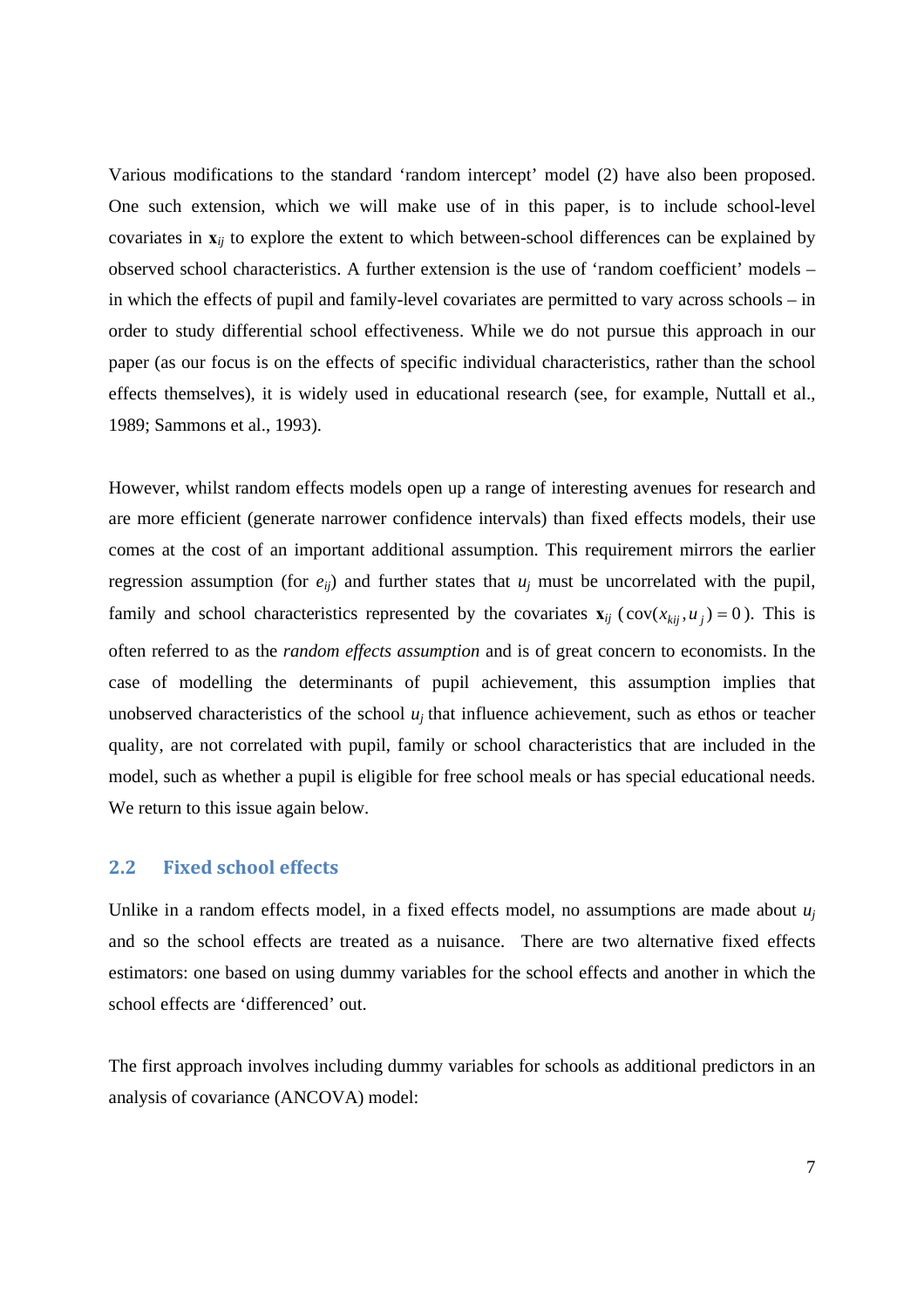Various modifications to the standard 'random intercept' model (2) have also been proposed. One such extension, which we will make use of in this paper, is to include school-level covariates in $\mathbf{x}_{ij}$ to explore the extent to which between-school differences can be explained by observed school characteristics. A further extension is the use of 'random coefficient' models – in which the effects of pupil and family-level covariates are permitted to vary across schools – in order to study differential school effectiveness. While we do not pursue this approach in our paper (as our focus is on the effects of specific individual characteristics, rather than the school effects themselves), it is widely used in educational research (see, for example, Nuttall et al., 1989; Sammons et al., 1993).

However, whilst random effects models open up a range of interesting avenues for research and are more efficient (generate narrower confidence intervals) than fixed effects models, their use comes at the cost of an important additional assumption. This requirement mirrors the earlier regression assumption (for $e_{ij}$) and further states that $u_j$ must be uncorrelated with the pupil, family and school characteristics represented by the covariates $\mathbf{x}_{ij}$ ($\text{cov}(x_{kij}, u_j) = 0$). This is often referred to as the *random effects assumption* and is of great concern to economists. In the case of modelling the determinants of pupil achievement, this assumption implies that unobserved characteristics of the school $u_j$ that influence achievement, such as ethos or teacher quality, are not correlated with pupil, family or school characteristics that are included in the model, such as whether a pupil is eligible for free school meals or has special educational needs. We return to this issue again below.

## 2.2 Fixed school effects

Unlike in a random effects model, in a fixed effects model, no assumptions are made about $u_j$ and so the school effects are treated as a nuisance. There are two alternative fixed effects estimators: one based on using dummy variables for the school effects and another in which the school effects are 'differenced' out.

The first approach involves including dummy variables for schools as additional predictors in an analysis of covariance (ANCOVA) model: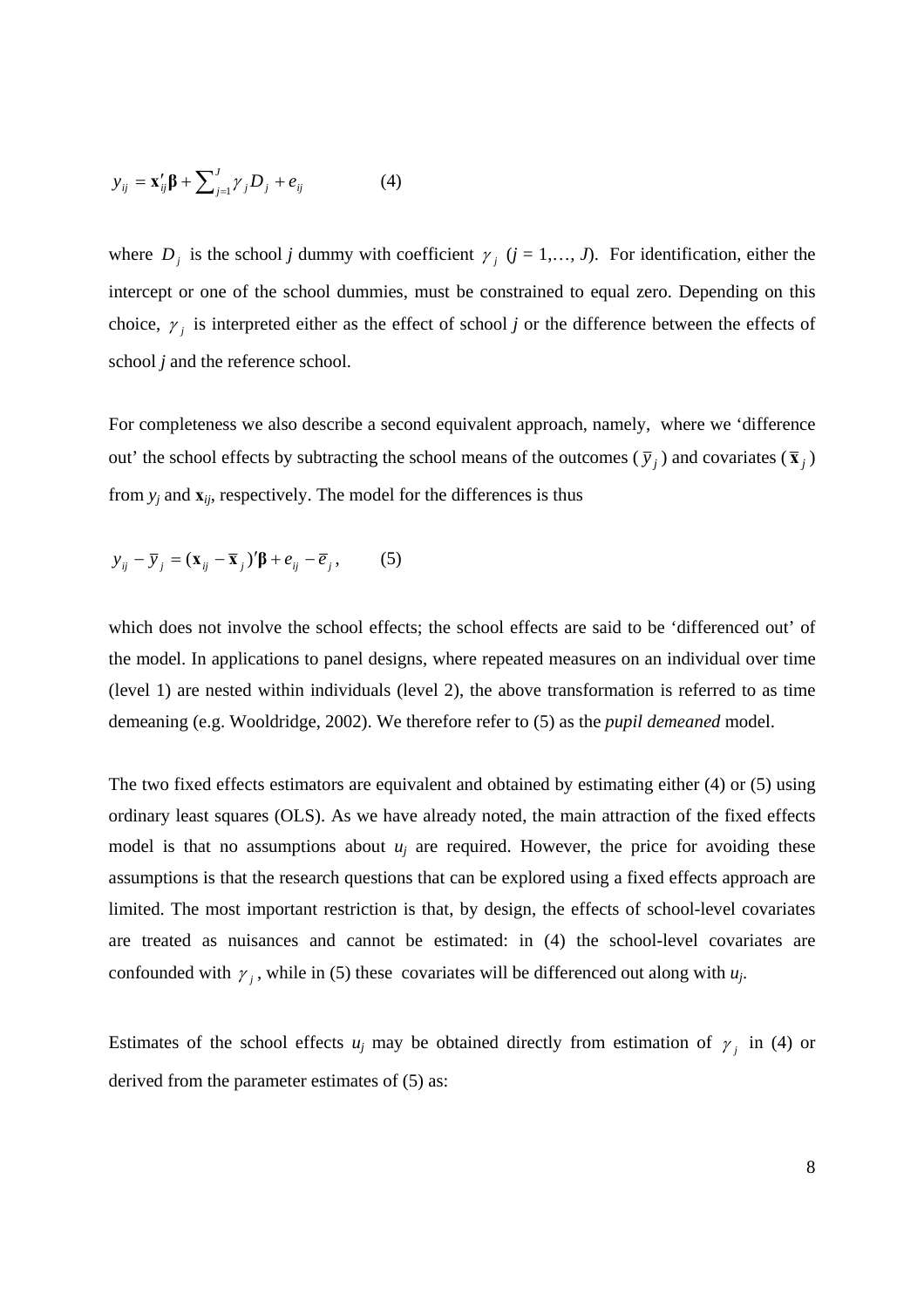$$y_{ij} = \mathbf{x}'_{ij}\boldsymbol{\beta} + \sum_{j=1}^{J} \gamma_j D_j + e_{ij} \qquad (4)$$

where $D_j$ is the school $j$ dummy with coefficient $\gamma_j$ ($j$ = 1,…, $J$). For identification, either the intercept or one of the school dummies, must be constrained to equal zero. Depending on this choice, $\gamma_j$ is interpreted either as the effect of school $j$ or the difference between the effects of school $j$ and the reference school.

For completeness we also describe a second equivalent approach, namely, where we 'difference out' the school effects by subtracting the school means of the outcomes ($\bar{y}_j$) and covariates ($\bar{\mathbf{x}}_j$) from $y_j$ and $\mathbf{x}_{ij}$, respectively. The model for the differences is thus

$$y_{ij} - \bar{y}_j = (\mathbf{x}_{ij} - \bar{\mathbf{x}}_j)'\boldsymbol{\beta} + e_{ij} - \bar{e}_j, \qquad (5)$$

which does not involve the school effects; the school effects are said to be 'differenced out' of the model. In applications to panel designs, where repeated measures on an individual over time (level 1) are nested within individuals (level 2), the above transformation is referred to as time demeaning (e.g. Wooldridge, 2002). We therefore refer to (5) as the *pupil demeaned* model.

The two fixed effects estimators are equivalent and obtained by estimating either (4) or (5) using ordinary least squares (OLS). As we have already noted, the main attraction of the fixed effects model is that no assumptions about $u_j$ are required. However, the price for avoiding these assumptions is that the research questions that can be explored using a fixed effects approach are limited. The most important restriction is that, by design, the effects of school-level covariates are treated as nuisances and cannot be estimated: in (4) the school-level covariates are confounded with $\gamma_j$, while in (5) these covariates will be differenced out along with $u_j$.

Estimates of the school effects $u_j$ may be obtained directly from estimation of $\gamma_j$ in (4) or derived from the parameter estimates of (5) as: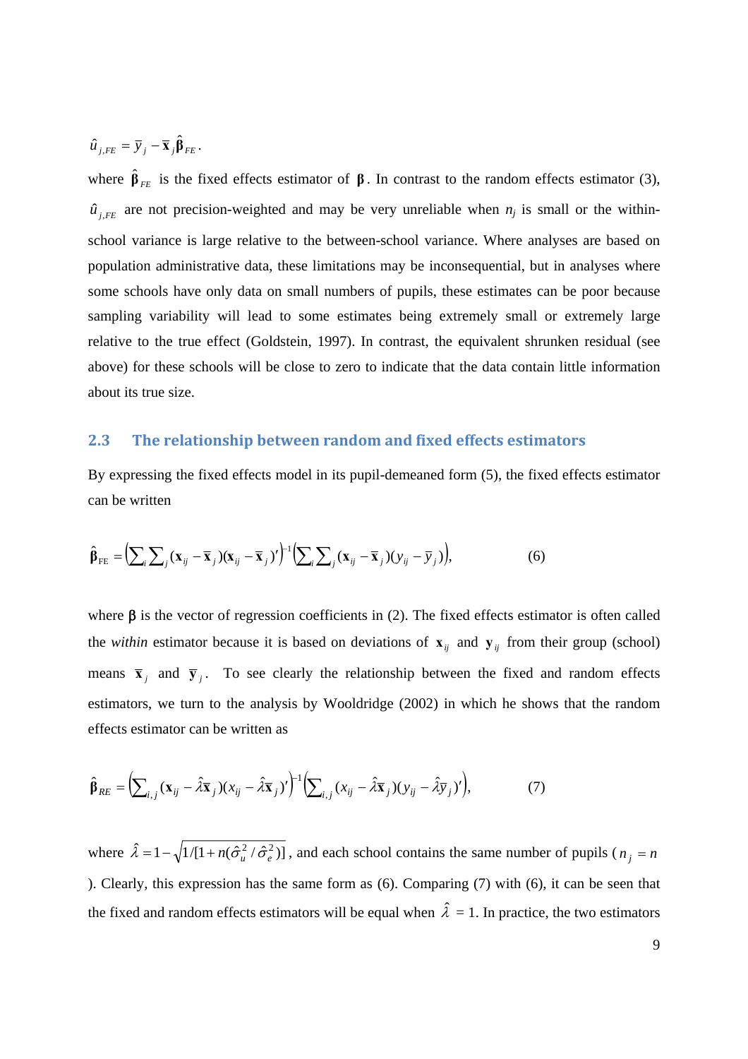$$\hat{u}_{j,FE} = \bar{y}_j - \bar{\mathbf{x}}_j \hat{\boldsymbol{\beta}}_{FE}.$$

where $\hat{\boldsymbol{\beta}}_{FE}$ is the fixed effects estimator of $\boldsymbol{\beta}$. In contrast to the random effects estimator (3), $\hat{u}_{j,FE}$ are not precision-weighted and may be very unreliable when $n_j$ is small or the within-school variance is large relative to the between-school variance. Where analyses are based on population administrative data, these limitations may be inconsequential, but in analyses where some schools have only data on small numbers of pupils, these estimates can be poor because sampling variability will lead to some estimates being extremely small or extremely large relative to the true effect (Goldstein, 1997). In contrast, the equivalent shrunken residual (see above) for these schools will be close to zero to indicate that the data contain little information about its true size.

### 2.3 The relationship between random and fixed effects estimators

By expressing the fixed effects model in its pupil-demeaned form (5), the fixed effects estimator can be written

$$\hat{\boldsymbol{\beta}}_{\mathrm{FE}} = \left(\sum_i \sum_j (\mathbf{x}_{ij} - \bar{\mathbf{x}}_j)(\mathbf{x}_{ij} - \bar{\mathbf{x}}_j)'\right)^{-1} \left(\sum_i \sum_j (\mathbf{x}_{ij} - \bar{\mathbf{x}}_j)(y_{ij} - \bar{y}_j)\right), \qquad (6)$$

where $\boldsymbol{\beta}$ is the vector of regression coefficients in (2). The fixed effects estimator is often called the *within* estimator because it is based on deviations of $\mathbf{x}_{ij}$ and $\mathbf{y}_{ij}$ from their group (school) means $\bar{\mathbf{x}}_j$ and $\bar{\mathbf{y}}_j$. To see clearly the relationship between the fixed and random effects estimators, we turn to the analysis by Wooldridge (2002) in which he shows that the random effects estimator can be written as

$$\hat{\boldsymbol{\beta}}_{RE} = \left(\sum_{i,j} (\mathbf{x}_{ij} - \hat{\lambda}\bar{\mathbf{x}}_j)(x_{ij} - \hat{\lambda}\bar{\mathbf{x}}_j)'\right)^{-1} \left(\sum_{i,j} (x_{ij} - \hat{\lambda}\bar{\mathbf{x}}_j)(y_{ij} - \hat{\lambda}\bar{y}_j)'\right), \qquad (7)$$

where $\hat{\lambda} = 1 - \sqrt{1/[1 + n(\hat{\sigma}_u^2 / \hat{\sigma}_e^2)]}$, and each school contains the same number of pupils ($n_j = n$). Clearly, this expression has the same form as (6). Comparing (7) with (6), it can be seen that the fixed and random effects estimators will be equal when $\hat{\lambda}$ = 1. In practice, the two estimators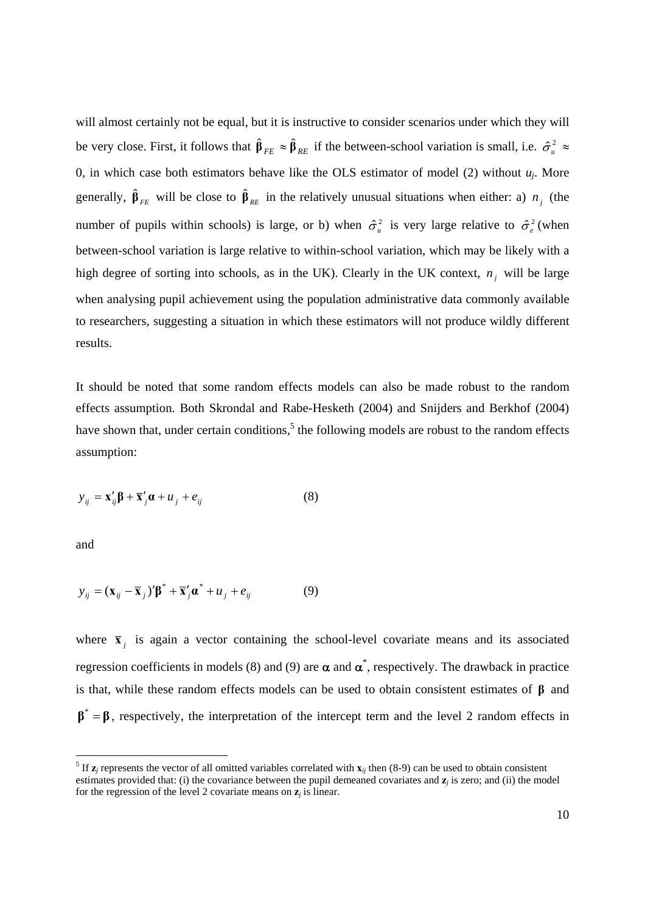will almost certainly not be equal, but it is instructive to consider scenarios under which they will be very close. First, it follows that $\hat{\boldsymbol{\beta}}_{FE} \approx \hat{\boldsymbol{\beta}}_{RE}$ if the between-school variation is small, i.e. $\hat{\sigma}_u^2 \approx 0$, in which case both estimators behave like the OLS estimator of model (2) without $u_j$. More generally, $\hat{\boldsymbol{\beta}}_{FE}$ will be close to $\hat{\boldsymbol{\beta}}_{RE}$ in the relatively unusual situations when either: a) $n_j$ (the number of pupils within schools) is large, or b) when $\hat{\sigma}_u^2$ is very large relative to $\hat{\sigma}_e^2$ (when between-school variation is large relative to within-school variation, which may be likely with a high degree of sorting into schools, as in the UK). Clearly in the UK context, $n_j$ will be large when analysing pupil achievement using the population administrative data commonly available to researchers, suggesting a situation in which these estimators will not produce wildly different results.

It should be noted that some random effects models can also be made robust to the random effects assumption. Both Skrondal and Rabe-Hesketh (2004) and Snijders and Berkhof (2004) have shown that, under certain conditions,[5] the following models are robust to the random effects assumption:

$$y_{ij} = \mathbf{x}'_{ij}\boldsymbol{\beta} + \overline{\mathbf{x}}'_j\boldsymbol{\alpha} + u_j + e_{ij} \qquad (8)$$

and

$$y_{ij} = (\mathbf{x}_{ij} - \overline{\mathbf{x}}_j)'\boldsymbol{\beta}^* + \overline{\mathbf{x}}'_j\boldsymbol{\alpha}^* + u_j + e_{ij} \qquad (9)$$

where $\overline{\mathbf{x}}_j$ is again a vector containing the school-level covariate means and its associated regression coefficients in models (8) and (9) are $\boldsymbol{\alpha}$ and $\boldsymbol{\alpha}^*$, respectively. The drawback in practice is that, while these random effects models can be used to obtain consistent estimates of $\boldsymbol{\beta}$ and $\boldsymbol{\beta}^* = \boldsymbol{\beta}$, respectively, the interpretation of the intercept term and the level 2 random effects in

[5] If $\mathbf{z}_j$ represents the vector of all omitted variables correlated with $\mathbf{x}_{ij}$ then (8-9) can be used to obtain consistent estimates provided that: (i) the covariance between the pupil demeaned covariates and $\mathbf{z}_j$ is zero; and (ii) the model for the regression of the level 2 covariate means on $\mathbf{z}_j$ is linear.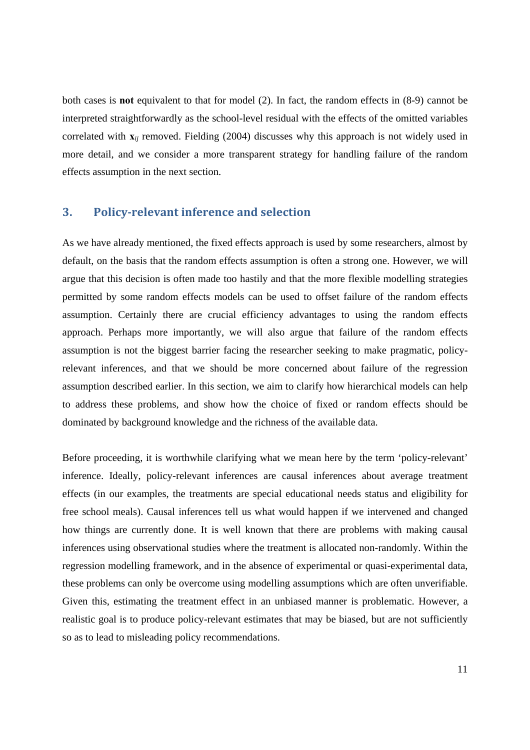both cases is **not** equivalent to that for model (2). In fact, the random effects in (8-9) cannot be interpreted straightforwardly as the school-level residual with the effects of the omitted variables correlated with $\mathbf{x}_{ij}$ removed. Fielding (2004) discusses why this approach is not widely used in more detail, and we consider a more transparent strategy for handling failure of the random effects assumption in the next section.

## 3. Policy-relevant inference and selection

As we have already mentioned, the fixed effects approach is used by some researchers, almost by default, on the basis that the random effects assumption is often a strong one. However, we will argue that this decision is often made too hastily and that the more flexible modelling strategies permitted by some random effects models can be used to offset failure of the random effects assumption. Certainly there are crucial efficiency advantages to using the random effects approach. Perhaps more importantly, we will also argue that failure of the random effects assumption is not the biggest barrier facing the researcher seeking to make pragmatic, policy-relevant inferences, and that we should be more concerned about failure of the regression assumption described earlier. In this section, we aim to clarify how hierarchical models can help to address these problems, and show how the choice of fixed or random effects should be dominated by background knowledge and the richness of the available data.

Before proceeding, it is worthwhile clarifying what we mean here by the term 'policy-relevant' inference. Ideally, policy-relevant inferences are causal inferences about average treatment effects (in our examples, the treatments are special educational needs status and eligibility for free school meals). Causal inferences tell us what would happen if we intervened and changed how things are currently done. It is well known that there are problems with making causal inferences using observational studies where the treatment is allocated non-randomly. Within the regression modelling framework, and in the absence of experimental or quasi-experimental data, these problems can only be overcome using modelling assumptions which are often unverifiable. Given this, estimating the treatment effect in an unbiased manner is problematic. However, a realistic goal is to produce policy-relevant estimates that may be biased, but are not sufficiently so as to lead to misleading policy recommendations.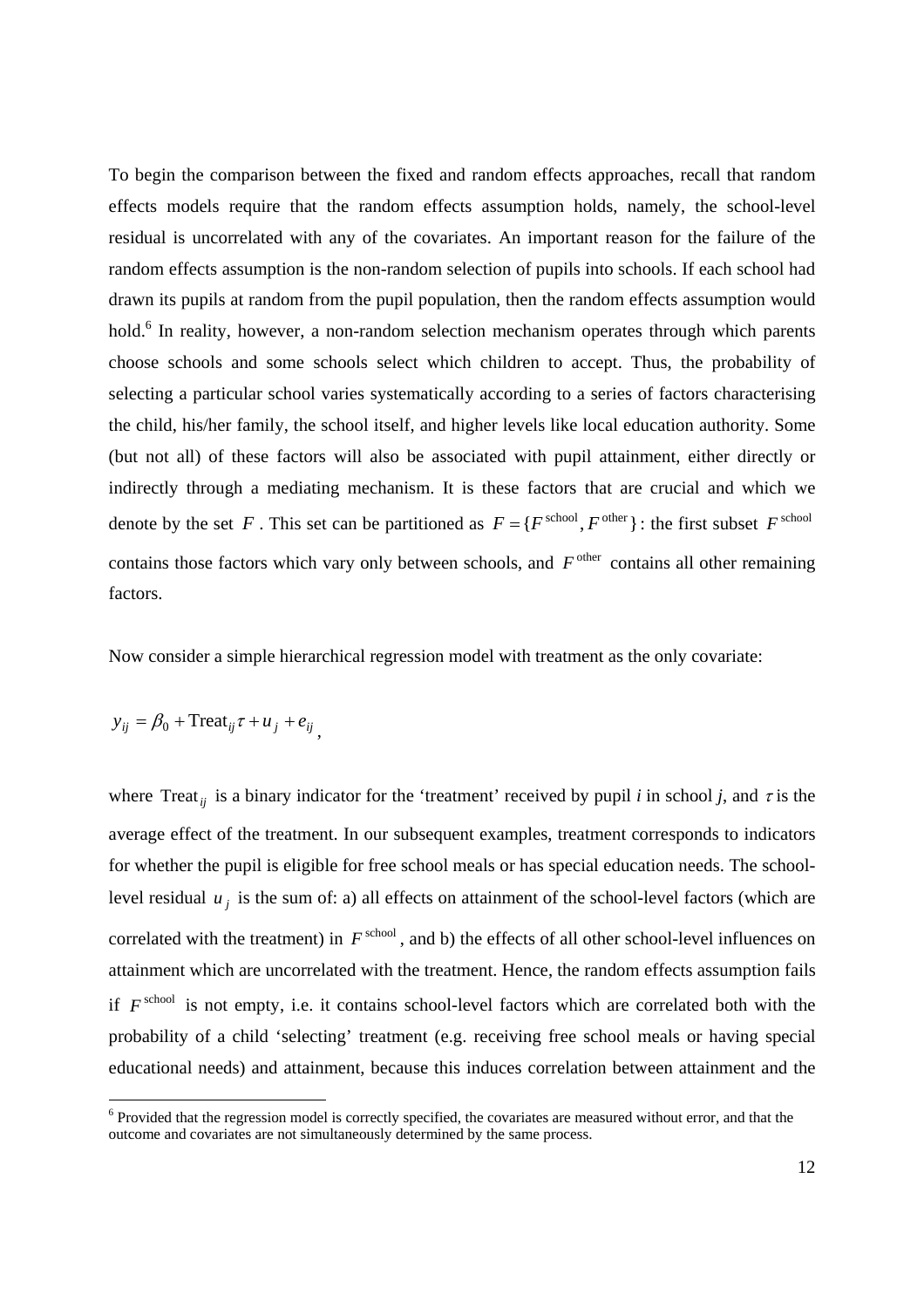To begin the comparison between the fixed and random effects approaches, recall that random effects models require that the random effects assumption holds, namely, the school-level residual is uncorrelated with any of the covariates. An important reason for the failure of the random effects assumption is the non-random selection of pupils into schools. If each school had drawn its pupils at random from the pupil population, then the random effects assumption would hold.[6] In reality, however, a non-random selection mechanism operates through which parents choose schools and some schools select which children to accept. Thus, the probability of selecting a particular school varies systematically according to a series of factors characterising the child, his/her family, the school itself, and higher levels like local education authority. Some (but not all) of these factors will also be associated with pupil attainment, either directly or indirectly through a mediating mechanism. It is these factors that are crucial and which we denote by the set $F$. This set can be partitioned as $F = \{F^{\text{school}}, F^{\text{other}}\}$: the first subset $F^{\text{school}}$ contains those factors which vary only between schools, and $F^{\text{other}}$ contains all other remaining factors.

Now consider a simple hierarchical regression model with treatment as the only covariate:

$$y_{ij} = \beta_0 + \text{Treat}_{ij}\tau + u_j + e_{ij},$$

where $\text{Treat}_{ij}$ is a binary indicator for the 'treatment' received by pupil *i* in school *j*, and $\tau$ is the average effect of the treatment. In our subsequent examples, treatment corresponds to indicators for whether the pupil is eligible for free school meals or has special education needs. The school-level residual $u_j$ is the sum of: a) all effects on attainment of the school-level factors (which are correlated with the treatment) in $F^{\text{school}}$, and b) the effects of all other school-level influences on attainment which are uncorrelated with the treatment. Hence, the random effects assumption fails if $F^{\text{school}}$ is not empty, i.e. it contains school-level factors which are correlated both with the probability of a child 'selecting' treatment (e.g. receiving free school meals or having special educational needs) and attainment, because this induces correlation between attainment and the

[6] Provided that the regression model is correctly specified, the covariates are measured without error, and that the outcome and covariates are not simultaneously determined by the same process.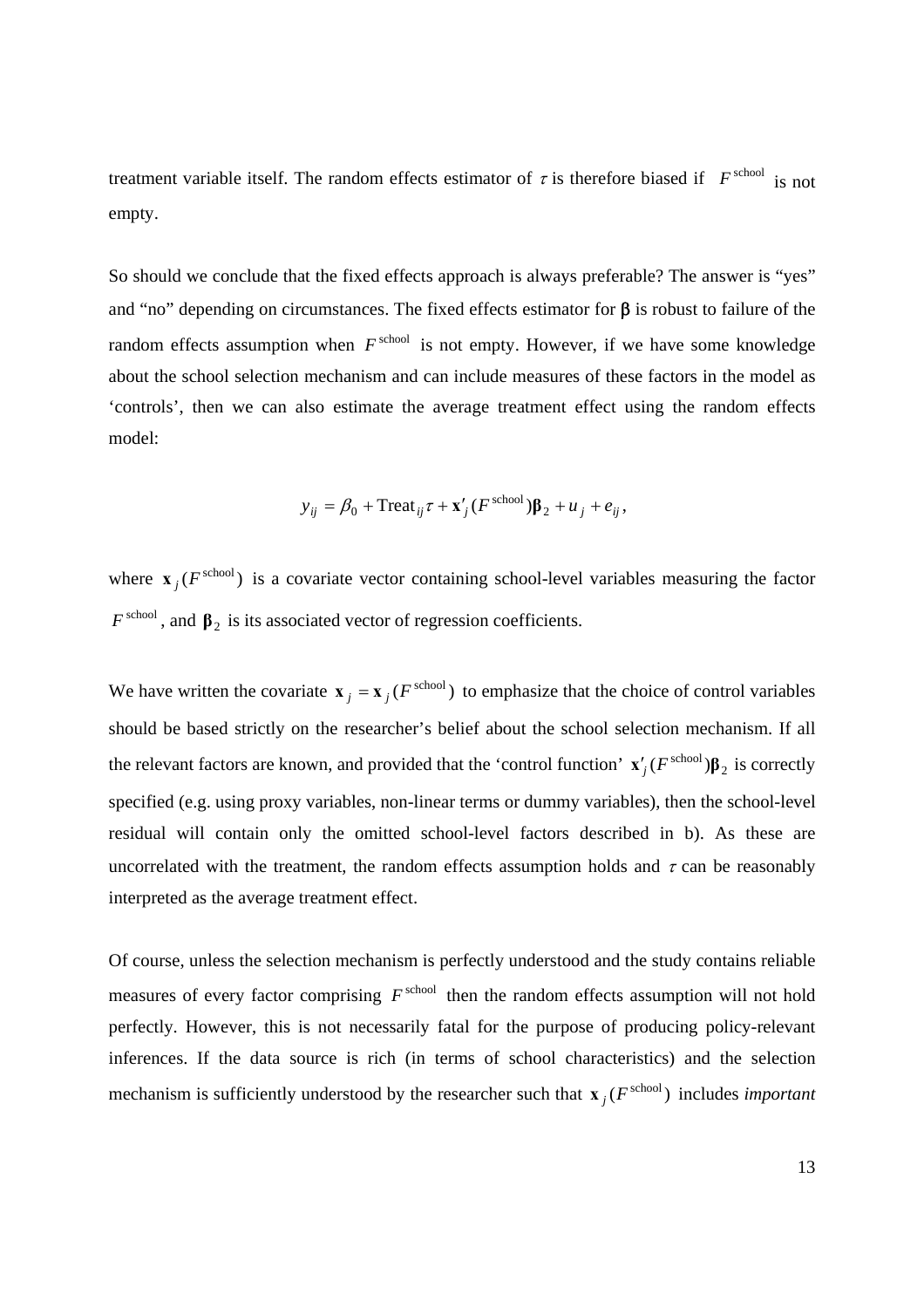treatment variable itself. The random effects estimator of $\tau$ is therefore biased if $F^{\text{school}}$ is not empty.

So should we conclude that the fixed effects approach is always preferable? The answer is "yes" and "no" depending on circumstances. The fixed effects estimator for $\boldsymbol{\beta}$ is robust to failure of the random effects assumption when $F^{\text{school}}$ is not empty. However, if we have some knowledge about the school selection mechanism and can include measures of these factors in the model as 'controls', then we can also estimate the average treatment effect using the random effects model:

$$y_{ij} = \beta_0 + \text{Treat}_{ij}\tau + \mathbf{x}'_j(F^{\text{school}})\boldsymbol{\beta}_2 + u_j + e_{ij},$$

where $\mathbf{x}_j(F^{\text{school}})$ is a covariate vector containing school-level variables measuring the factor $F^{\text{school}}$, and $\boldsymbol{\beta}_2$ is its associated vector of regression coefficients.

We have written the covariate $\mathbf{x}_j = \mathbf{x}_j(F^{\text{school}})$ to emphasize that the choice of control variables should be based strictly on the researcher's belief about the school selection mechanism. If all the relevant factors are known, and provided that the 'control function' $\mathbf{x}'_j(F^{\text{school}})\boldsymbol{\beta}_2$ is correctly specified (e.g. using proxy variables, non-linear terms or dummy variables), then the school-level residual will contain only the omitted school-level factors described in b). As these are uncorrelated with the treatment, the random effects assumption holds and $\tau$ can be reasonably interpreted as the average treatment effect.

Of course, unless the selection mechanism is perfectly understood and the study contains reliable measures of every factor comprising $F^{\text{school}}$ then the random effects assumption will not hold perfectly. However, this is not necessarily fatal for the purpose of producing policy-relevant inferences. If the data source is rich (in terms of school characteristics) and the selection mechanism is sufficiently understood by the researcher such that $\mathbf{x}_j(F^{\text{school}})$ includes *important*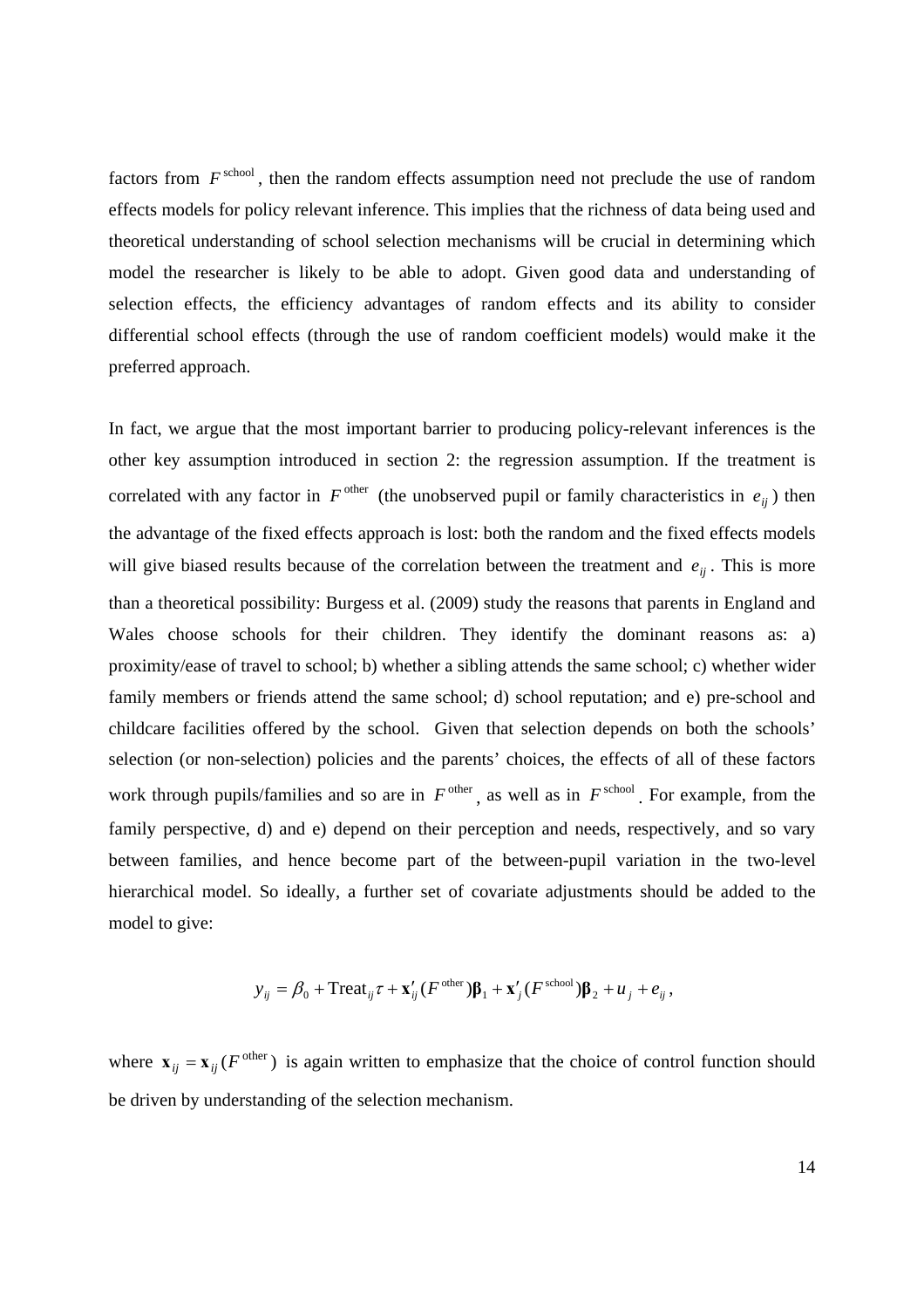factors from $F^{\text{school}}$, then the random effects assumption need not preclude the use of random effects models for policy relevant inference. This implies that the richness of data being used and theoretical understanding of school selection mechanisms will be crucial in determining which model the researcher is likely to be able to adopt. Given good data and understanding of selection effects, the efficiency advantages of random effects and its ability to consider differential school effects (through the use of random coefficient models) would make it the preferred approach.

In fact, we argue that the most important barrier to producing policy-relevant inferences is the other key assumption introduced in section 2: the regression assumption. If the treatment is correlated with any factor in $F^{\text{other}}$ (the unobserved pupil or family characteristics in $e_{ij}$) then the advantage of the fixed effects approach is lost: both the random and the fixed effects models will give biased results because of the correlation between the treatment and $e_{ij}$. This is more than a theoretical possibility: Burgess et al. (2009) study the reasons that parents in England and Wales choose schools for their children. They identify the dominant reasons as: a) proximity/ease of travel to school; b) whether a sibling attends the same school; c) whether wider family members or friends attend the same school; d) school reputation; and e) pre-school and childcare facilities offered by the school. Given that selection depends on both the schools' selection (or non-selection) policies and the parents' choices, the effects of all of these factors work through pupils/families and so are in $F^{\text{other}}$, as well as in $F^{\text{school}}$. For example, from the family perspective, d) and e) depend on their perception and needs, respectively, and so vary between families, and hence become part of the between-pupil variation in the two-level hierarchical model. So ideally, a further set of covariate adjustments should be added to the model to give:

$$y_{ij} = \beta_0 + \text{Treat}_{ij}\tau + \mathbf{x}'_{ij}(F^{\text{other}})\boldsymbol{\beta}_1 + \mathbf{x}'_j(F^{\text{school}})\boldsymbol{\beta}_2 + u_j + e_{ij},$$

where $\mathbf{x}_{ij} = \mathbf{x}_{ij}(F^{\text{other}})$ is again written to emphasize that the choice of control function should be driven by understanding of the selection mechanism.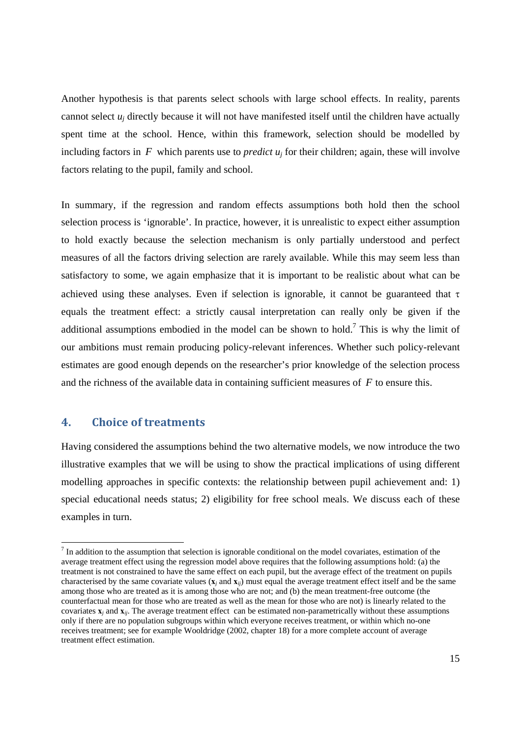Another hypothesis is that parents select schools with large school effects. In reality, parents cannot select $u_j$ directly because it will not have manifested itself until the children have actually spent time at the school. Hence, within this framework, selection should be modelled by including factors in $F$ which parents use to *predict* $u_j$ for their children; again, these will involve factors relating to the pupil, family and school.

In summary, if the regression and random effects assumptions both hold then the school selection process is 'ignorable'. In practice, however, it is unrealistic to expect either assumption to hold exactly because the selection mechanism is only partially understood and perfect measures of all the factors driving selection are rarely available. While this may seem less than satisfactory to some, we again emphasize that it is important to be realistic about what can be achieved using these analyses. Even if selection is ignorable, it cannot be guaranteed that $\tau$ equals the treatment effect: a strictly causal interpretation can really only be given if the additional assumptions embodied in the model can be shown to hold.[7] This is why the limit of our ambitions must remain producing policy-relevant inferences. Whether such policy-relevant estimates are good enough depends on the researcher's prior knowledge of the selection process and the richness of the available data in containing sufficient measures of $F$ to ensure this.

## 4. Choice of treatments

Having considered the assumptions behind the two alternative models, we now introduce the two illustrative examples that we will be using to show the practical implications of using different modelling approaches in specific contexts: the relationship between pupil achievement and: 1) special educational needs status; 2) eligibility for free school meals. We discuss each of these examples in turn.

---

[7] In addition to the assumption that selection is ignorable conditional on the model covariates, estimation of the average treatment effect using the regression model above requires that the following assumptions hold: (a) the treatment is not constrained to have the same effect on each pupil, but the average effect of the treatment on pupils characterised by the same covariate values ($\mathbf{x}_j$ and $\mathbf{x}_{ij}$) must equal the average treatment effect itself and be the same among those who are treated as it is among those who are not; and (b) the mean treatment-free outcome (the counterfactual mean for those who are treated as well as the mean for those who are not) is linearly related to the covariates $\mathbf{x}_j$ and $\mathbf{x}_{ij}$. The average treatment effect can be estimated non-parametrically without these assumptions only if there are no population subgroups within which everyone receives treatment, or within which no-one receives treatment; see for example Wooldridge (2002, chapter 18) for a more complete account of average treatment effect estimation.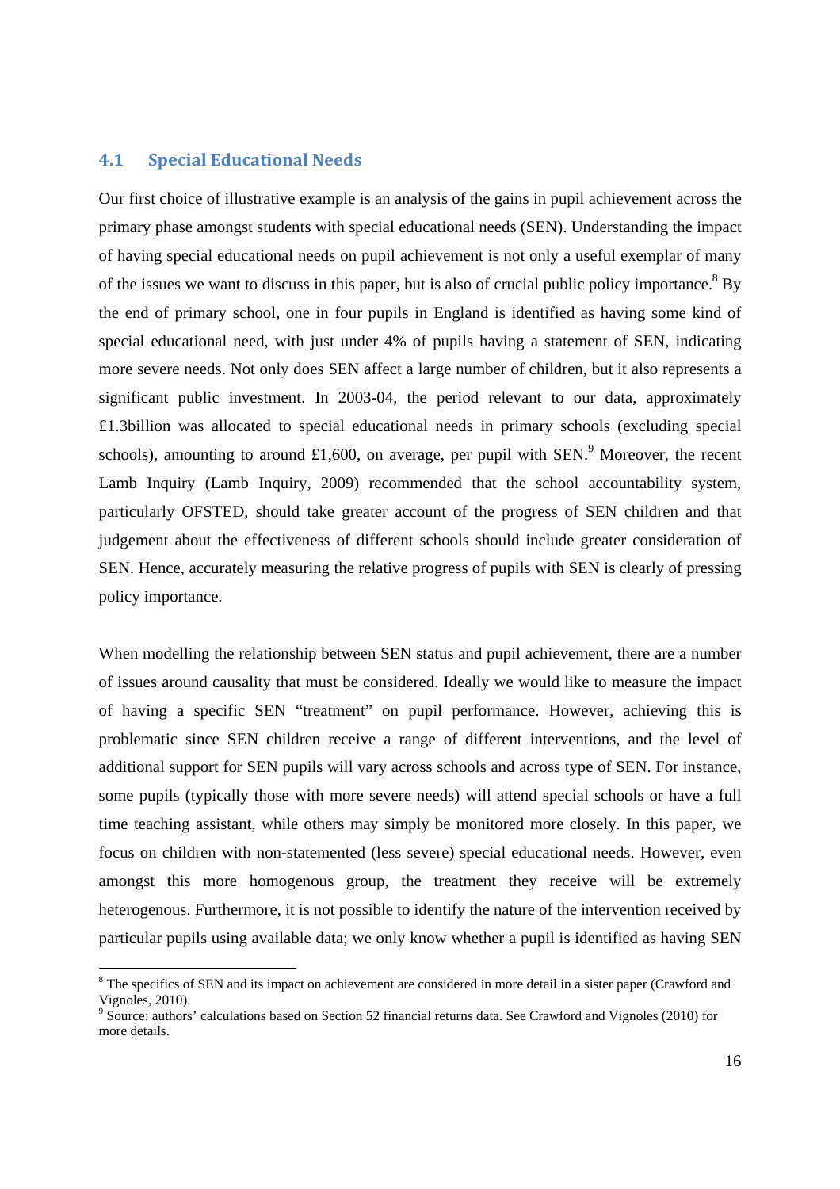### 4.1 Special Educational Needs

Our first choice of illustrative example is an analysis of the gains in pupil achievement across the primary phase amongst students with special educational needs (SEN). Understanding the impact of having special educational needs on pupil achievement is not only a useful exemplar of many of the issues we want to discuss in this paper, but is also of crucial public policy importance.[8] By the end of primary school, one in four pupils in England is identified as having some kind of special educational need, with just under 4% of pupils having a statement of SEN, indicating more severe needs. Not only does SEN affect a large number of children, but it also represents a significant public investment. In 2003-04, the period relevant to our data, approximately £1.3billion was allocated to special educational needs in primary schools (excluding special schools), amounting to around £1,600, on average, per pupil with SEN.[9] Moreover, the recent Lamb Inquiry (Lamb Inquiry, 2009) recommended that the school accountability system, particularly OFSTED, should take greater account of the progress of SEN children and that judgement about the effectiveness of different schools should include greater consideration of SEN. Hence, accurately measuring the relative progress of pupils with SEN is clearly of pressing policy importance.

When modelling the relationship between SEN status and pupil achievement, there are a number of issues around causality that must be considered. Ideally we would like to measure the impact of having a specific SEN "treatment" on pupil performance. However, achieving this is problematic since SEN children receive a range of different interventions, and the level of additional support for SEN pupils will vary across schools and across type of SEN. For instance, some pupils (typically those with more severe needs) will attend special schools or have a full time teaching assistant, while others may simply be monitored more closely. In this paper, we focus on children with non-statemented (less severe) special educational needs. However, even amongst this more homogenous group, the treatment they receive will be extremely heterogenous. Furthermore, it is not possible to identify the nature of the intervention received by particular pupils using available data; we only know whether a pupil is identified as having SEN

[8] The specifics of SEN and its impact on achievement are considered in more detail in a sister paper (Crawford and Vignoles, 2010).

[9] Source: authors' calculations based on Section 52 financial returns data. See Crawford and Vignoles (2010) for more details.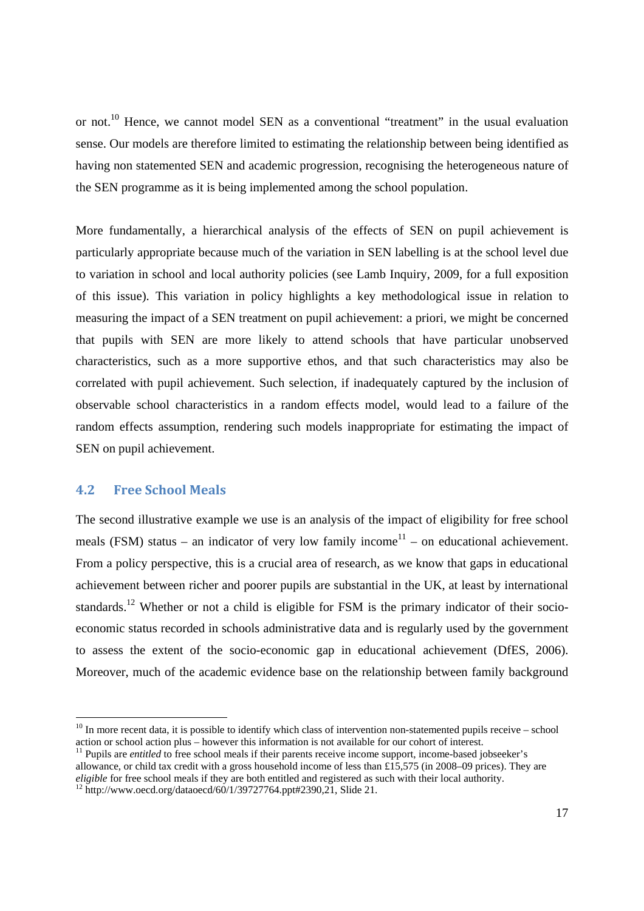or not.[10] Hence, we cannot model SEN as a conventional "treatment" in the usual evaluation sense. Our models are therefore limited to estimating the relationship between being identified as having non statemented SEN and academic progression, recognising the heterogeneous nature of the SEN programme as it is being implemented among the school population.

More fundamentally, a hierarchical analysis of the effects of SEN on pupil achievement is particularly appropriate because much of the variation in SEN labelling is at the school level due to variation in school and local authority policies (see Lamb Inquiry, 2009, for a full exposition of this issue). This variation in policy highlights a key methodological issue in relation to measuring the impact of a SEN treatment on pupil achievement: a priori, we might be concerned that pupils with SEN are more likely to attend schools that have particular unobserved characteristics, such as a more supportive ethos, and that such characteristics may also be correlated with pupil achievement. Such selection, if inadequately captured by the inclusion of observable school characteristics in a random effects model, would lead to a failure of the random effects assumption, rendering such models inappropriate for estimating the impact of SEN on pupil achievement.

## 4.2 Free School Meals

The second illustrative example we use is an analysis of the impact of eligibility for free school meals (FSM) status – an indicator of very low family income[11] – on educational achievement. From a policy perspective, this is a crucial area of research, as we know that gaps in educational achievement between richer and poorer pupils are substantial in the UK, at least by international standards.[12] Whether or not a child is eligible for FSM is the primary indicator of their socio-economic status recorded in schools administrative data and is regularly used by the government to assess the extent of the socio-economic gap in educational achievement (DfES, 2006). Moreover, much of the academic evidence base on the relationship between family background

---

[10] In more recent data, it is possible to identify which class of intervention non-statemented pupils receive – school action or school action plus – however this information is not available for our cohort of interest.

[11] Pupils are *entitled* to free school meals if their parents receive income support, income-based jobseeker's allowance, or child tax credit with a gross household income of less than £15,575 (in 2008–09 prices). They are *eligible* for free school meals if they are both entitled and registered as such with their local authority.

[12] http://www.oecd.org/dataoecd/60/1/39727764.ppt#2390,21, Slide 21.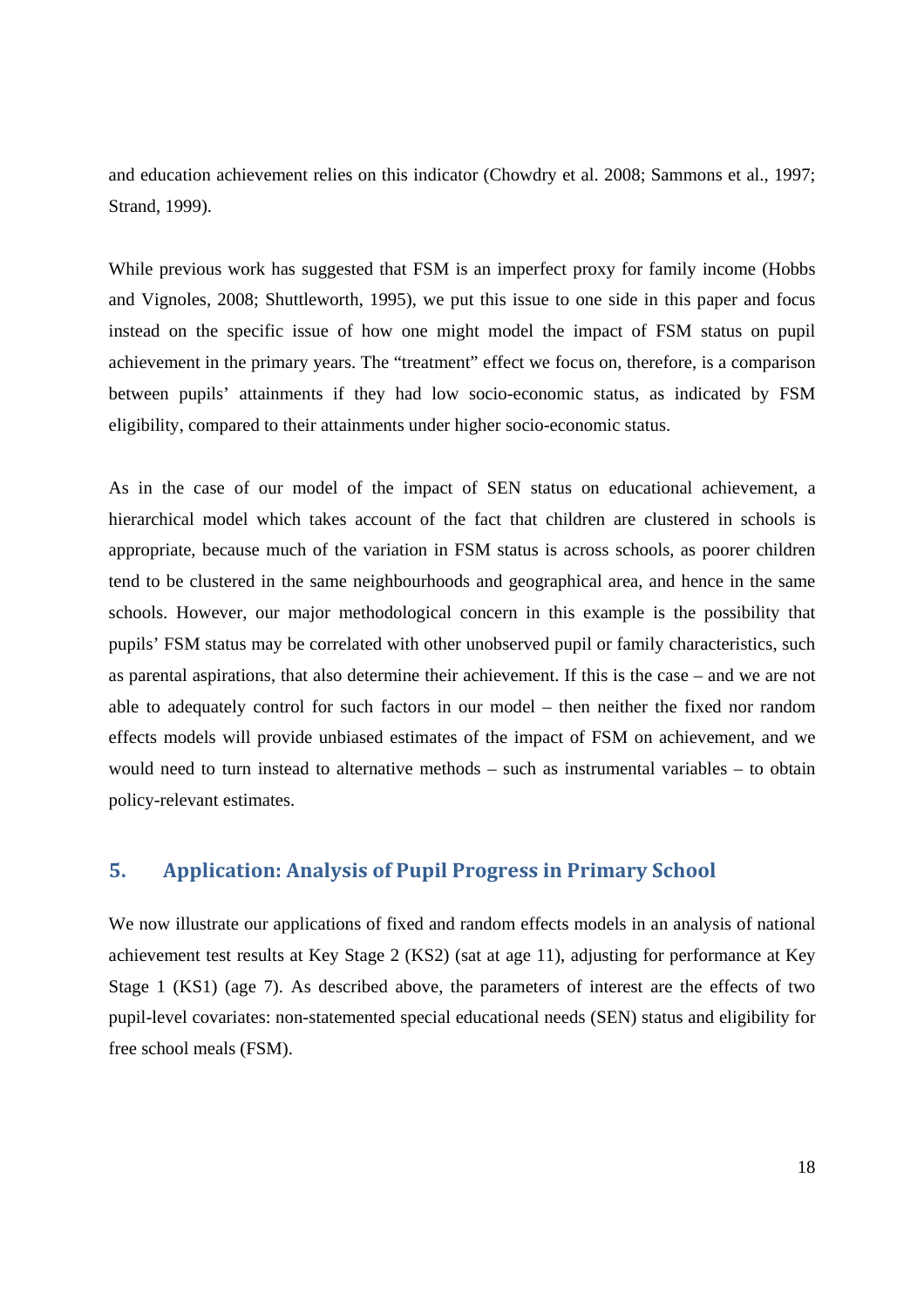and education achievement relies on this indicator (Chowdry et al. 2008; Sammons et al., 1997; Strand, 1999).

While previous work has suggested that FSM is an imperfect proxy for family income (Hobbs and Vignoles, 2008; Shuttleworth, 1995), we put this issue to one side in this paper and focus instead on the specific issue of how one might model the impact of FSM status on pupil achievement in the primary years. The "treatment" effect we focus on, therefore, is a comparison between pupils' attainments if they had low socio-economic status, as indicated by FSM eligibility, compared to their attainments under higher socio-economic status.

As in the case of our model of the impact of SEN status on educational achievement, a hierarchical model which takes account of the fact that children are clustered in schools is appropriate, because much of the variation in FSM status is across schools, as poorer children tend to be clustered in the same neighbourhoods and geographical area, and hence in the same schools. However, our major methodological concern in this example is the possibility that pupils' FSM status may be correlated with other unobserved pupil or family characteristics, such as parental aspirations, that also determine their achievement. If this is the case – and we are not able to adequately control for such factors in our model – then neither the fixed nor random effects models will provide unbiased estimates of the impact of FSM on achievement, and we would need to turn instead to alternative methods – such as instrumental variables – to obtain policy-relevant estimates.

## 5. Application: Analysis of Pupil Progress in Primary School

We now illustrate our applications of fixed and random effects models in an analysis of national achievement test results at Key Stage 2 (KS2) (sat at age 11), adjusting for performance at Key Stage 1 (KS1) (age 7). As described above, the parameters of interest are the effects of two pupil-level covariates: non-statemented special educational needs (SEN) status and eligibility for free school meals (FSM).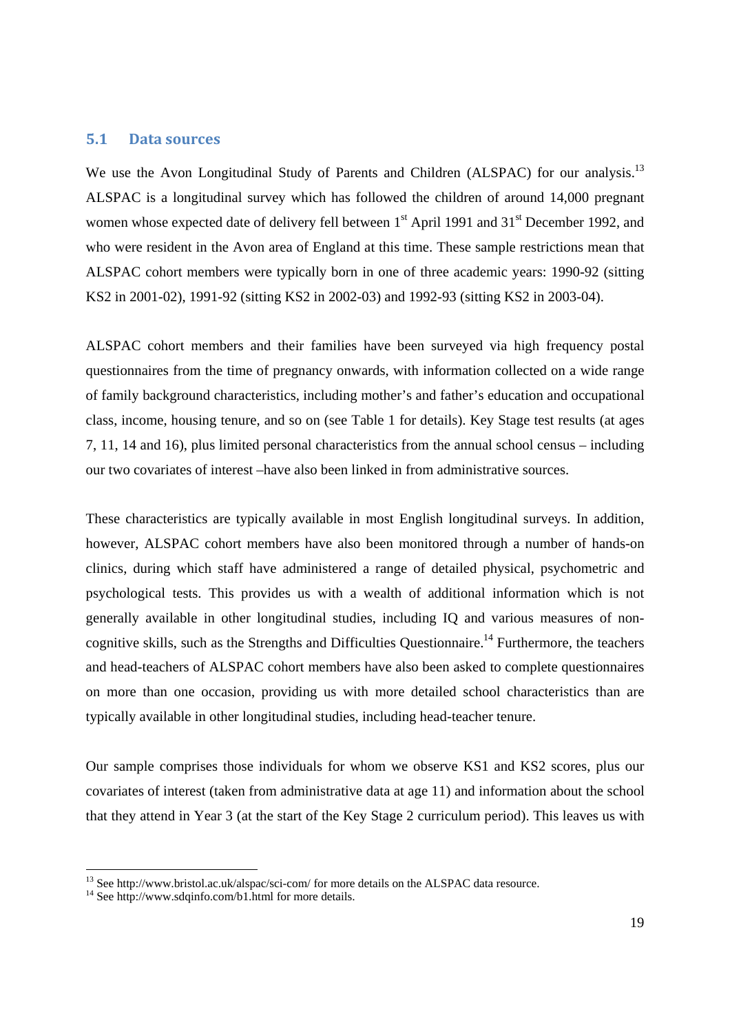## 5.1 Data sources

We use the Avon Longitudinal Study of Parents and Children (ALSPAC) for our analysis.[13] ALSPAC is a longitudinal survey which has followed the children of around 14,000 pregnant women whose expected date of delivery fell between 1st April 1991 and 31st December 1992, and who were resident in the Avon area of England at this time. These sample restrictions mean that ALSPAC cohort members were typically born in one of three academic years: 1990-92 (sitting KS2 in 2001-02), 1991-92 (sitting KS2 in 2002-03) and 1992-93 (sitting KS2 in 2003-04).

ALSPAC cohort members and their families have been surveyed via high frequency postal questionnaires from the time of pregnancy onwards, with information collected on a wide range of family background characteristics, including mother's and father's education and occupational class, income, housing tenure, and so on (see Table 1 for details). Key Stage test results (at ages 7, 11, 14 and 16), plus limited personal characteristics from the annual school census – including our two covariates of interest –have also been linked in from administrative sources.

These characteristics are typically available in most English longitudinal surveys. In addition, however, ALSPAC cohort members have also been monitored through a number of hands-on clinics, during which staff have administered a range of detailed physical, psychometric and psychological tests. This provides us with a wealth of additional information which is not generally available in other longitudinal studies, including IQ and various measures of non-cognitive skills, such as the Strengths and Difficulties Questionnaire.[14] Furthermore, the teachers and head-teachers of ALSPAC cohort members have also been asked to complete questionnaires on more than one occasion, providing us with more detailed school characteristics than are typically available in other longitudinal studies, including head-teacher tenure.

Our sample comprises those individuals for whom we observe KS1 and KS2 scores, plus our covariates of interest (taken from administrative data at age 11) and information about the school that they attend in Year 3 (at the start of the Key Stage 2 curriculum period). This leaves us with

---

[13] See http://www.bristol.ac.uk/alspac/sci-com/ for more details on the ALSPAC data resource.

[14] See http://www.sdqinfo.com/b1.html for more details.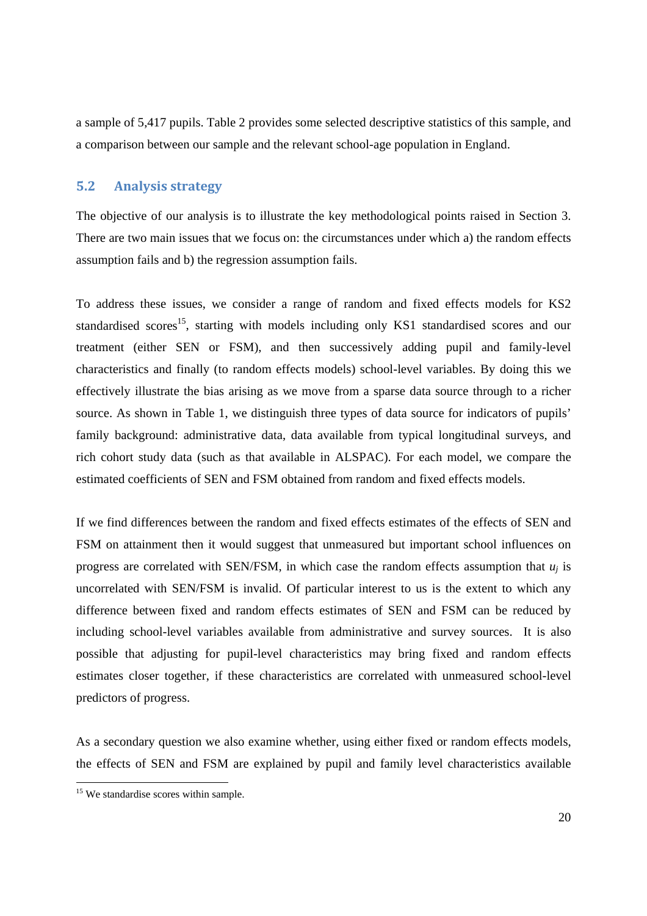a sample of 5,417 pupils. Table 2 provides some selected descriptive statistics of this sample, and a comparison between our sample and the relevant school-age population in England.

## 5.2 Analysis strategy

The objective of our analysis is to illustrate the key methodological points raised in Section 3. There are two main issues that we focus on: the circumstances under which a) the random effects assumption fails and b) the regression assumption fails.

To address these issues, we consider a range of random and fixed effects models for KS2 standardised scores[15], starting with models including only KS1 standardised scores and our treatment (either SEN or FSM), and then successively adding pupil and family-level characteristics and finally (to random effects models) school-level variables. By doing this we effectively illustrate the bias arising as we move from a sparse data source through to a richer source. As shown in Table 1, we distinguish three types of data source for indicators of pupils' family background: administrative data, data available from typical longitudinal surveys, and rich cohort study data (such as that available in ALSPAC). For each model, we compare the estimated coefficients of SEN and FSM obtained from random and fixed effects models.

If we find differences between the random and fixed effects estimates of the effects of SEN and FSM on attainment then it would suggest that unmeasured but important school influences on progress are correlated with SEN/FSM, in which case the random effects assumption that $u_j$ is uncorrelated with SEN/FSM is invalid. Of particular interest to us is the extent to which any difference between fixed and random effects estimates of SEN and FSM can be reduced by including school-level variables available from administrative and survey sources. It is also possible that adjusting for pupil-level characteristics may bring fixed and random effects estimates closer together, if these characteristics are correlated with unmeasured school-level predictors of progress.

As a secondary question we also examine whether, using either fixed or random effects models, the effects of SEN and FSM are explained by pupil and family level characteristics available

[15] We standardise scores within sample.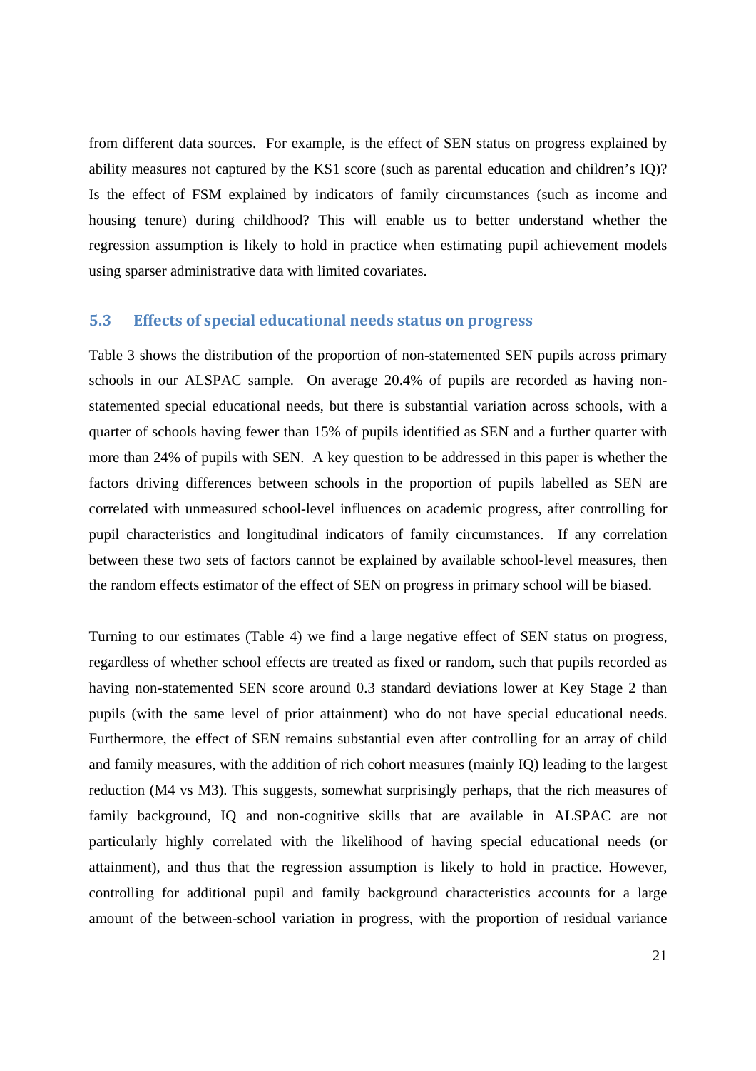from different data sources. For example, is the effect of SEN status on progress explained by ability measures not captured by the KS1 score (such as parental education and children's IQ)? Is the effect of FSM explained by indicators of family circumstances (such as income and housing tenure) during childhood? This will enable us to better understand whether the regression assumption is likely to hold in practice when estimating pupil achievement models using sparser administrative data with limited covariates.

## 5.3 Effects of special educational needs status on progress

Table 3 shows the distribution of the proportion of non-statemented SEN pupils across primary schools in our ALSPAC sample. On average 20.4% of pupils are recorded as having non-statemented special educational needs, but there is substantial variation across schools, with a quarter of schools having fewer than 15% of pupils identified as SEN and a further quarter with more than 24% of pupils with SEN. A key question to be addressed in this paper is whether the factors driving differences between schools in the proportion of pupils labelled as SEN are correlated with unmeasured school-level influences on academic progress, after controlling for pupil characteristics and longitudinal indicators of family circumstances. If any correlation between these two sets of factors cannot be explained by available school-level measures, then the random effects estimator of the effect of SEN on progress in primary school will be biased.

Turning to our estimates (Table 4) we find a large negative effect of SEN status on progress, regardless of whether school effects are treated as fixed or random, such that pupils recorded as having non-statemented SEN score around 0.3 standard deviations lower at Key Stage 2 than pupils (with the same level of prior attainment) who do not have special educational needs. Furthermore, the effect of SEN remains substantial even after controlling for an array of child and family measures, with the addition of rich cohort measures (mainly IQ) leading to the largest reduction (M4 vs M3). This suggests, somewhat surprisingly perhaps, that the rich measures of family background, IQ and non-cognitive skills that are available in ALSPAC are not particularly highly correlated with the likelihood of having special educational needs (or attainment), and thus that the regression assumption is likely to hold in practice. However, controlling for additional pupil and family background characteristics accounts for a large amount of the between-school variation in progress, with the proportion of residual variance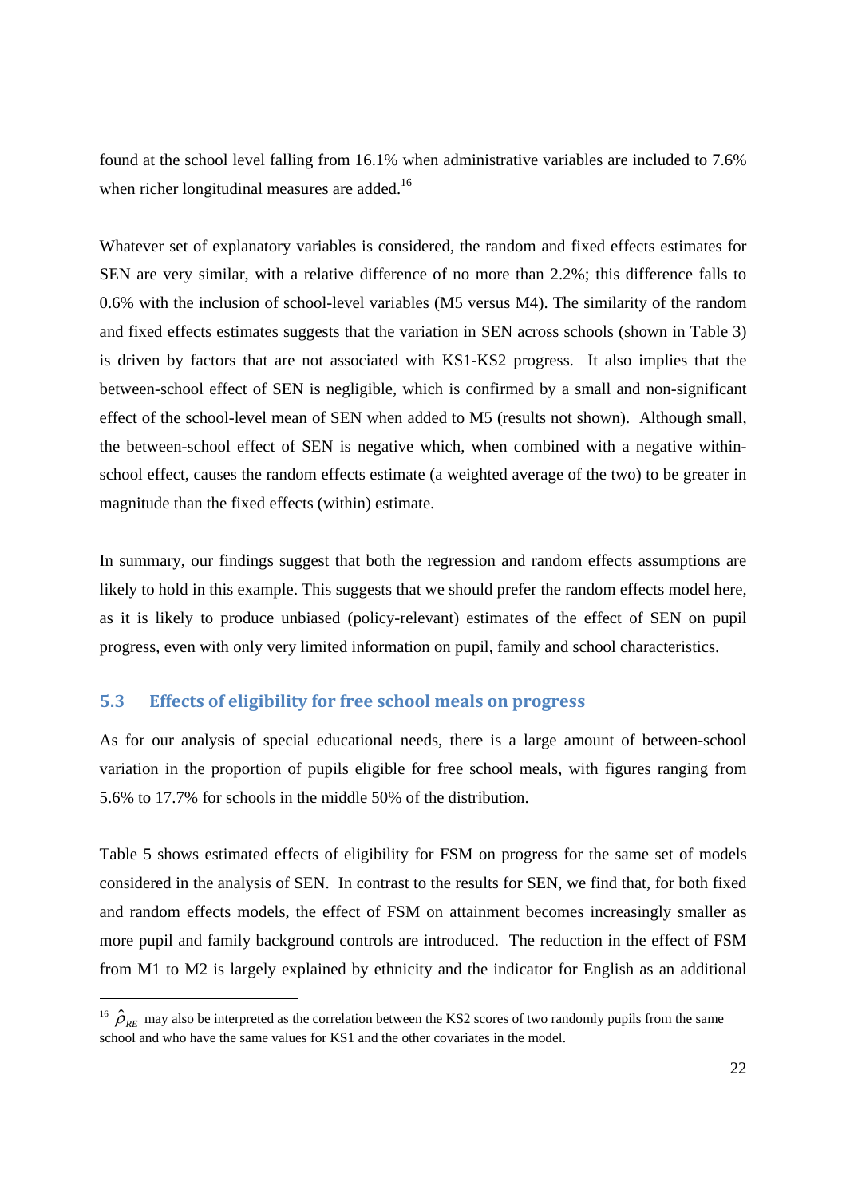found at the school level falling from 16.1% when administrative variables are included to 7.6% when richer longitudinal measures are added.[16]

Whatever set of explanatory variables is considered, the random and fixed effects estimates for SEN are very similar, with a relative difference of no more than 2.2%; this difference falls to 0.6% with the inclusion of school-level variables (M5 versus M4). The similarity of the random and fixed effects estimates suggests that the variation in SEN across schools (shown in Table 3) is driven by factors that are not associated with KS1-KS2 progress. It also implies that the between-school effect of SEN is negligible, which is confirmed by a small and non-significant effect of the school-level mean of SEN when added to M5 (results not shown). Although small, the between-school effect of SEN is negative which, when combined with a negative within-school effect, causes the random effects estimate (a weighted average of the two) to be greater in magnitude than the fixed effects (within) estimate.

In summary, our findings suggest that both the regression and random effects assumptions are likely to hold in this example. This suggests that we should prefer the random effects model here, as it is likely to produce unbiased (policy-relevant) estimates of the effect of SEN on pupil progress, even with only very limited information on pupil, family and school characteristics.

## 5.3 Effects of eligibility for free school meals on progress

As for our analysis of special educational needs, there is a large amount of between-school variation in the proportion of pupils eligible for free school meals, with figures ranging from 5.6% to 17.7% for schools in the middle 50% of the distribution.

Table 5 shows estimated effects of eligibility for FSM on progress for the same set of models considered in the analysis of SEN. In contrast to the results for SEN, we find that, for both fixed and random effects models, the effect of FSM on attainment becomes increasingly smaller as more pupil and family background controls are introduced. The reduction in the effect of FSM from M1 to M2 is largely explained by ethnicity and the indicator for English as an additional

---

[16] $\hat{\rho}_{RE}$ may also be interpreted as the correlation between the KS2 scores of two randomly pupils from the same school and who have the same values for KS1 and the other covariates in the model.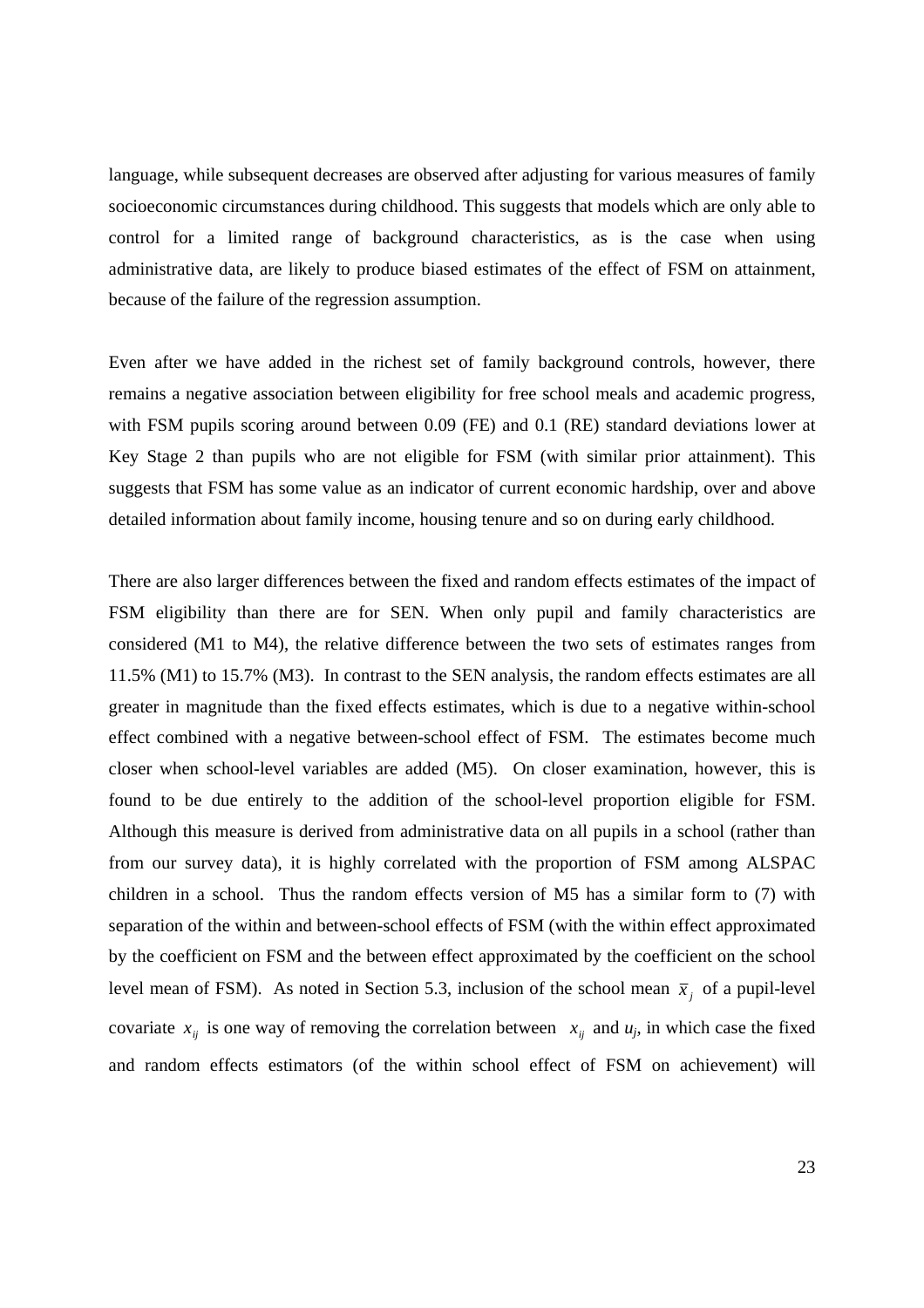language, while subsequent decreases are observed after adjusting for various measures of family socioeconomic circumstances during childhood. This suggests that models which are only able to control for a limited range of background characteristics, as is the case when using administrative data, are likely to produce biased estimates of the effect of FSM on attainment, because of the failure of the regression assumption.

Even after we have added in the richest set of family background controls, however, there remains a negative association between eligibility for free school meals and academic progress, with FSM pupils scoring around between 0.09 (FE) and 0.1 (RE) standard deviations lower at Key Stage 2 than pupils who are not eligible for FSM (with similar prior attainment). This suggests that FSM has some value as an indicator of current economic hardship, over and above detailed information about family income, housing tenure and so on during early childhood.

There are also larger differences between the fixed and random effects estimates of the impact of FSM eligibility than there are for SEN. When only pupil and family characteristics are considered (M1 to M4), the relative difference between the two sets of estimates ranges from 11.5% (M1) to 15.7% (M3). In contrast to the SEN analysis, the random effects estimates are all greater in magnitude than the fixed effects estimates, which is due to a negative within-school effect combined with a negative between-school effect of FSM. The estimates become much closer when school-level variables are added (M5). On closer examination, however, this is found to be due entirely to the addition of the school-level proportion eligible for FSM. Although this measure is derived from administrative data on all pupils in a school (rather than from our survey data), it is highly correlated with the proportion of FSM among ALSPAC children in a school. Thus the random effects version of M5 has a similar form to (7) with separation of the within and between-school effects of FSM (with the within effect approximated by the coefficient on FSM and the between effect approximated by the coefficient on the school level mean of FSM). As noted in Section 5.3, inclusion of the school mean $\bar{x}_j$ of a pupil-level covariate $x_{ij}$ is one way of removing the correlation between $x_{ij}$ and $u_j$, in which case the fixed and random effects estimators (of the within school effect of FSM on achievement) will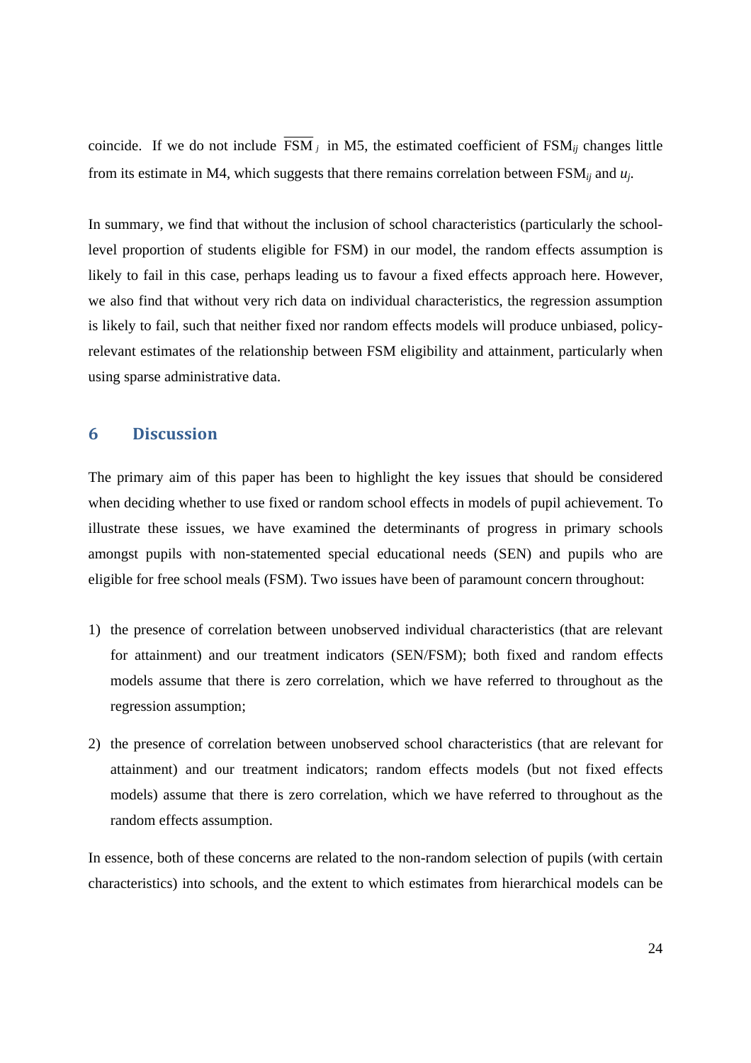coincide. If we do not include $\overline{\text{FSM}}_j$ in M5, the estimated coefficient of $\text{FSM}_{ij}$ changes little from its estimate in M4, which suggests that there remains correlation between $\text{FSM}_{ij}$ and $u_j$.

In summary, we find that without the inclusion of school characteristics (particularly the school-level proportion of students eligible for FSM) in our model, the random effects assumption is likely to fail in this case, perhaps leading us to favour a fixed effects approach here. However, we also find that without very rich data on individual characteristics, the regression assumption is likely to fail, such that neither fixed nor random effects models will produce unbiased, policy-relevant estimates of the relationship between FSM eligibility and attainment, particularly when using sparse administrative data.

## 6 Discussion

The primary aim of this paper has been to highlight the key issues that should be considered when deciding whether to use fixed or random school effects in models of pupil achievement. To illustrate these issues, we have examined the determinants of progress in primary schools amongst pupils with non-statemented special educational needs (SEN) and pupils who are eligible for free school meals (FSM). Two issues have been of paramount concern throughout:

1) the presence of correlation between unobserved individual characteristics (that are relevant for attainment) and our treatment indicators (SEN/FSM); both fixed and random effects models assume that there is zero correlation, which we have referred to throughout as the regression assumption;

2) the presence of correlation between unobserved school characteristics (that are relevant for attainment) and our treatment indicators; random effects models (but not fixed effects models) assume that there is zero correlation, which we have referred to throughout as the random effects assumption.

In essence, both of these concerns are related to the non-random selection of pupils (with certain characteristics) into schools, and the extent to which estimates from hierarchical models can be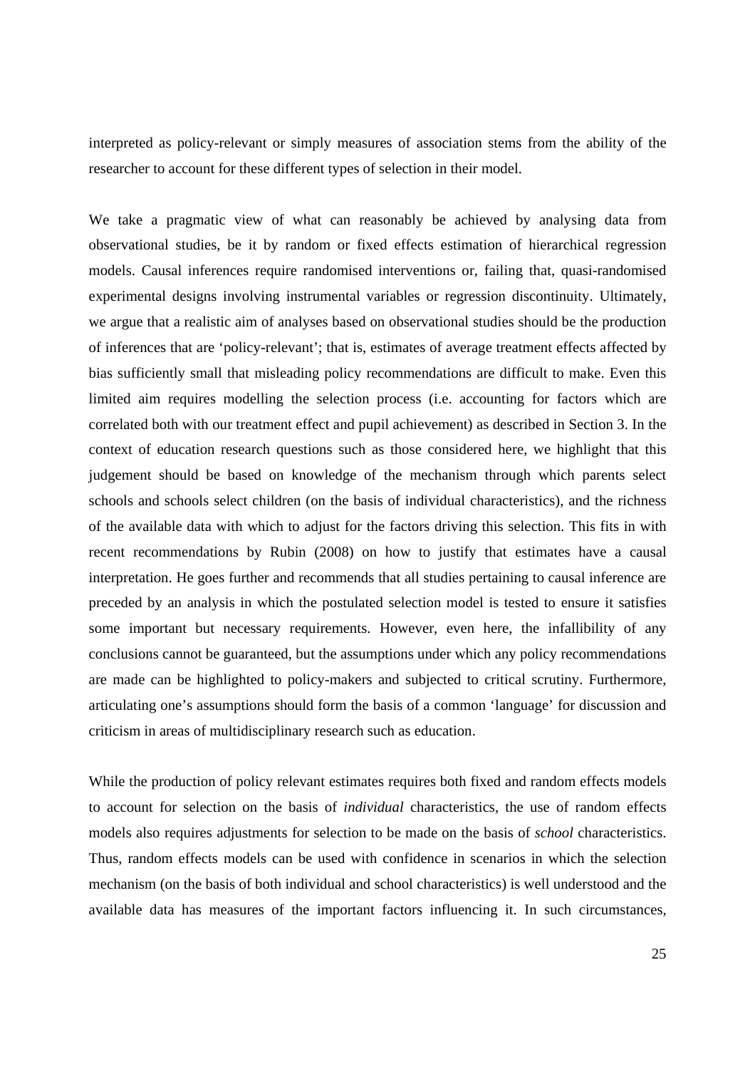interpreted as policy-relevant or simply measures of association stems from the ability of the researcher to account for these different types of selection in their model.

We take a pragmatic view of what can reasonably be achieved by analysing data from observational studies, be it by random or fixed effects estimation of hierarchical regression models. Causal inferences require randomised interventions or, failing that, quasi-randomised experimental designs involving instrumental variables or regression discontinuity. Ultimately, we argue that a realistic aim of analyses based on observational studies should be the production of inferences that are 'policy-relevant'; that is, estimates of average treatment effects affected by bias sufficiently small that misleading policy recommendations are difficult to make. Even this limited aim requires modelling the selection process (i.e. accounting for factors which are correlated both with our treatment effect and pupil achievement) as described in Section 3. In the context of education research questions such as those considered here, we highlight that this judgement should be based on knowledge of the mechanism through which parents select schools and schools select children (on the basis of individual characteristics), and the richness of the available data with which to adjust for the factors driving this selection. This fits in with recent recommendations by Rubin (2008) on how to justify that estimates have a causal interpretation. He goes further and recommends that all studies pertaining to causal inference are preceded by an analysis in which the postulated selection model is tested to ensure it satisfies some important but necessary requirements. However, even here, the infallibility of any conclusions cannot be guaranteed, but the assumptions under which any policy recommendations are made can be highlighted to policy-makers and subjected to critical scrutiny. Furthermore, articulating one's assumptions should form the basis of a common 'language' for discussion and criticism in areas of multidisciplinary research such as education.

While the production of policy relevant estimates requires both fixed and random effects models to account for selection on the basis of *individual* characteristics, the use of random effects models also requires adjustments for selection to be made on the basis of *school* characteristics. Thus, random effects models can be used with confidence in scenarios in which the selection mechanism (on the basis of both individual and school characteristics) is well understood and the available data has measures of the important factors influencing it. In such circumstances,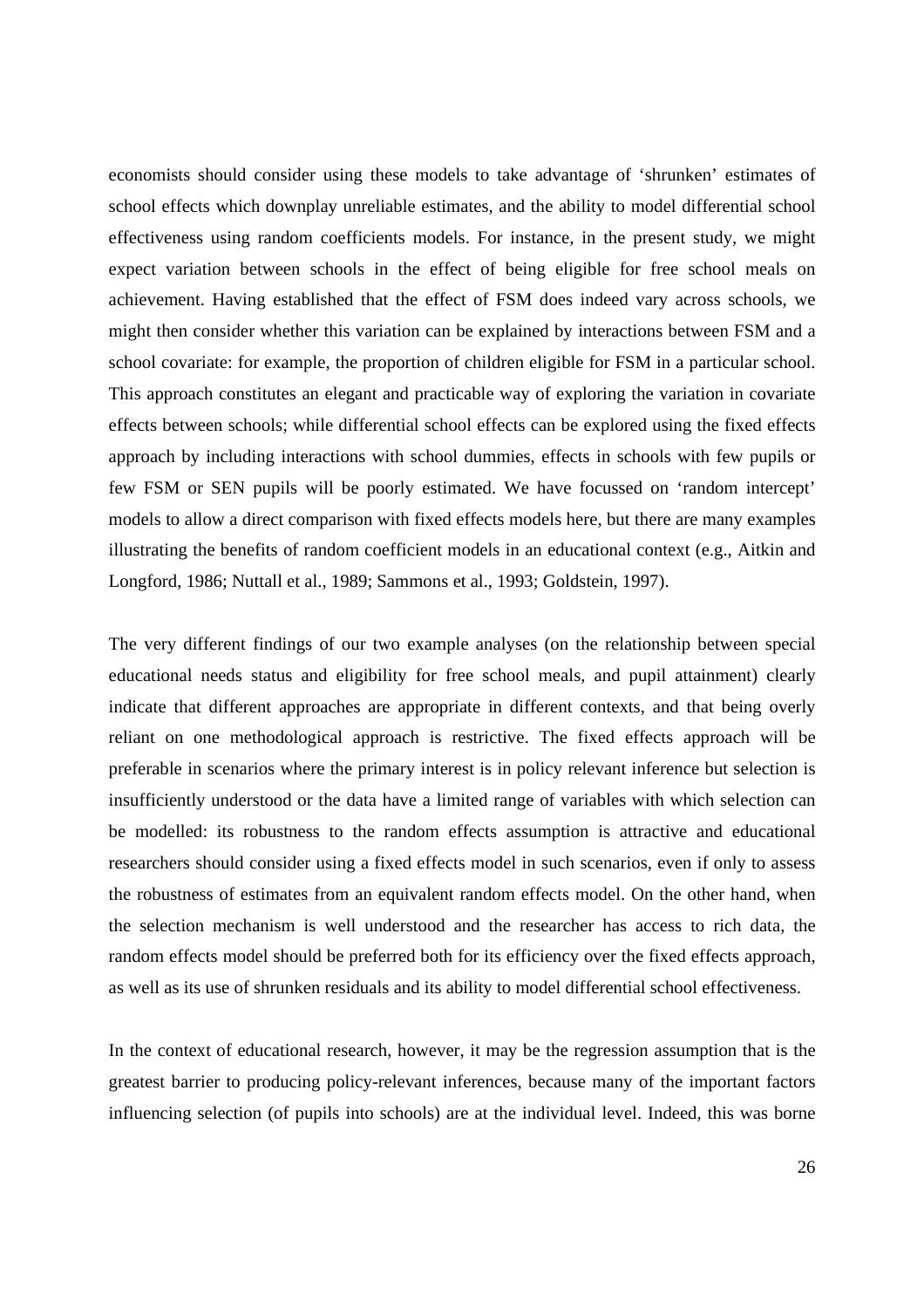economists should consider using these models to take advantage of ‘shrunken’ estimates of school effects which downplay unreliable estimates, and the ability to model differential school effectiveness using random coefficients models. For instance, in the present study, we might expect variation between schools in the effect of being eligible for free school meals on achievement. Having established that the effect of FSM does indeed vary across schools, we might then consider whether this variation can be explained by interactions between FSM and a school covariate: for example, the proportion of children eligible for FSM in a particular school. This approach constitutes an elegant and practicable way of exploring the variation in covariate effects between schools; while differential school effects can be explored using the fixed effects approach by including interactions with school dummies, effects in schools with few pupils or few FSM or SEN pupils will be poorly estimated. We have focussed on ‘random intercept’ models to allow a direct comparison with fixed effects models here, but there are many examples illustrating the benefits of random coefficient models in an educational context (e.g., Aitkin and Longford, 1986; Nuttall et al., 1989; Sammons et al., 1993; Goldstein, 1997).

The very different findings of our two example analyses (on the relationship between special educational needs status and eligibility for free school meals, and pupil attainment) clearly indicate that different approaches are appropriate in different contexts, and that being overly reliant on one methodological approach is restrictive. The fixed effects approach will be preferable in scenarios where the primary interest is in policy relevant inference but selection is insufficiently understood or the data have a limited range of variables with which selection can be modelled: its robustness to the random effects assumption is attractive and educational researchers should consider using a fixed effects model in such scenarios, even if only to assess the robustness of estimates from an equivalent random effects model. On the other hand, when the selection mechanism is well understood and the researcher has access to rich data, the random effects model should be preferred both for its efficiency over the fixed effects approach, as well as its use of shrunken residuals and its ability to model differential school effectiveness.

In the context of educational research, however, it may be the regression assumption that is the greatest barrier to producing policy-relevant inferences, because many of the important factors influencing selection (of pupils into schools) are at the individual level. Indeed, this was borne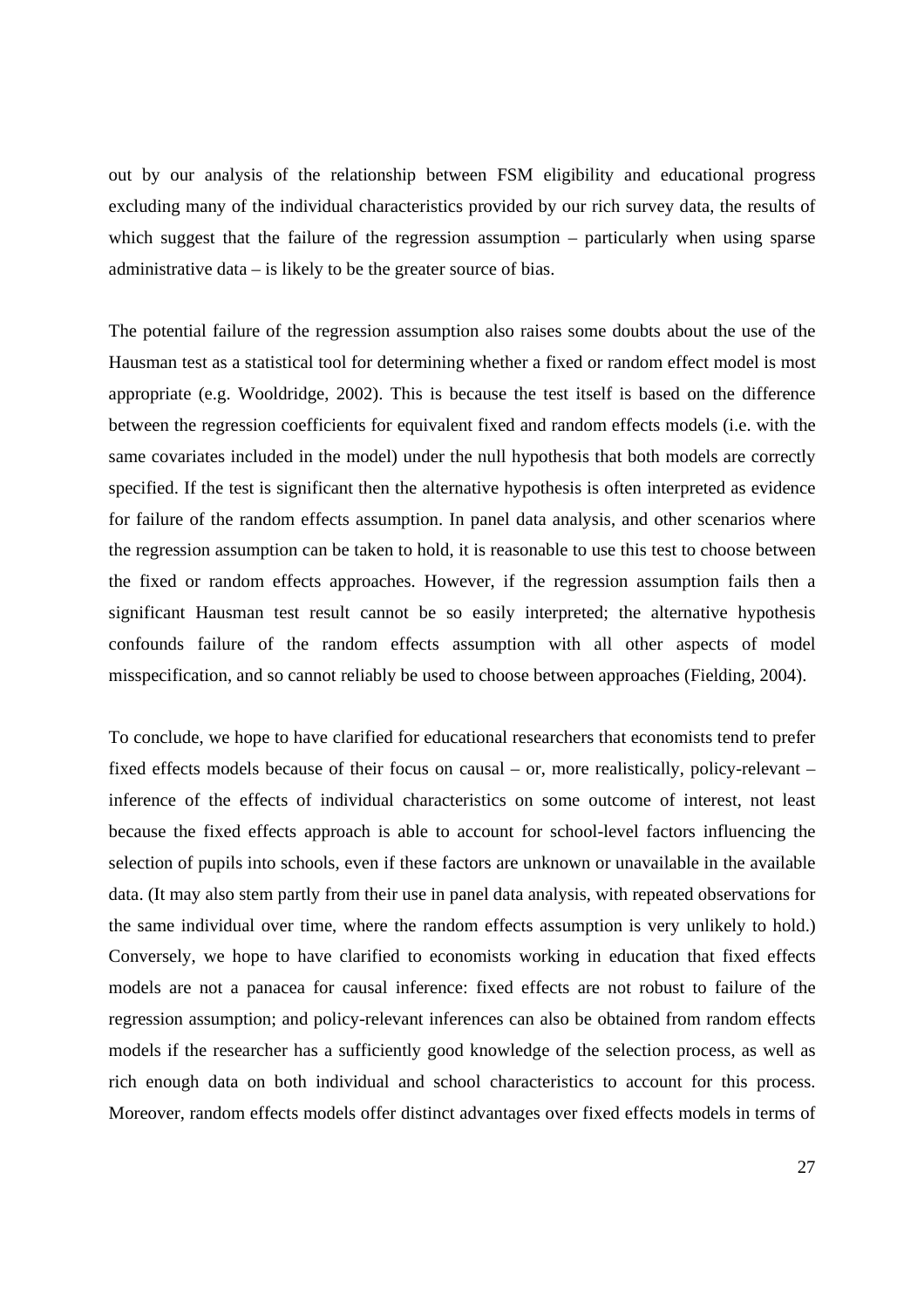out by our analysis of the relationship between FSM eligibility and educational progress excluding many of the individual characteristics provided by our rich survey data, the results of which suggest that the failure of the regression assumption – particularly when using sparse administrative data – is likely to be the greater source of bias.

The potential failure of the regression assumption also raises some doubts about the use of the Hausman test as a statistical tool for determining whether a fixed or random effect model is most appropriate (e.g. Wooldridge, 2002). This is because the test itself is based on the difference between the regression coefficients for equivalent fixed and random effects models (i.e. with the same covariates included in the model) under the null hypothesis that both models are correctly specified. If the test is significant then the alternative hypothesis is often interpreted as evidence for failure of the random effects assumption. In panel data analysis, and other scenarios where the regression assumption can be taken to hold, it is reasonable to use this test to choose between the fixed or random effects approaches. However, if the regression assumption fails then a significant Hausman test result cannot be so easily interpreted; the alternative hypothesis confounds failure of the random effects assumption with all other aspects of model misspecification, and so cannot reliably be used to choose between approaches (Fielding, 2004).

To conclude, we hope to have clarified for educational researchers that economists tend to prefer fixed effects models because of their focus on causal – or, more realistically, policy-relevant – inference of the effects of individual characteristics on some outcome of interest, not least because the fixed effects approach is able to account for school-level factors influencing the selection of pupils into schools, even if these factors are unknown or unavailable in the available data. (It may also stem partly from their use in panel data analysis, with repeated observations for the same individual over time, where the random effects assumption is very unlikely to hold.) Conversely, we hope to have clarified to economists working in education that fixed effects models are not a panacea for causal inference: fixed effects are not robust to failure of the regression assumption; and policy-relevant inferences can also be obtained from random effects models if the researcher has a sufficiently good knowledge of the selection process, as well as rich enough data on both individual and school characteristics to account for this process. Moreover, random effects models offer distinct advantages over fixed effects models in terms of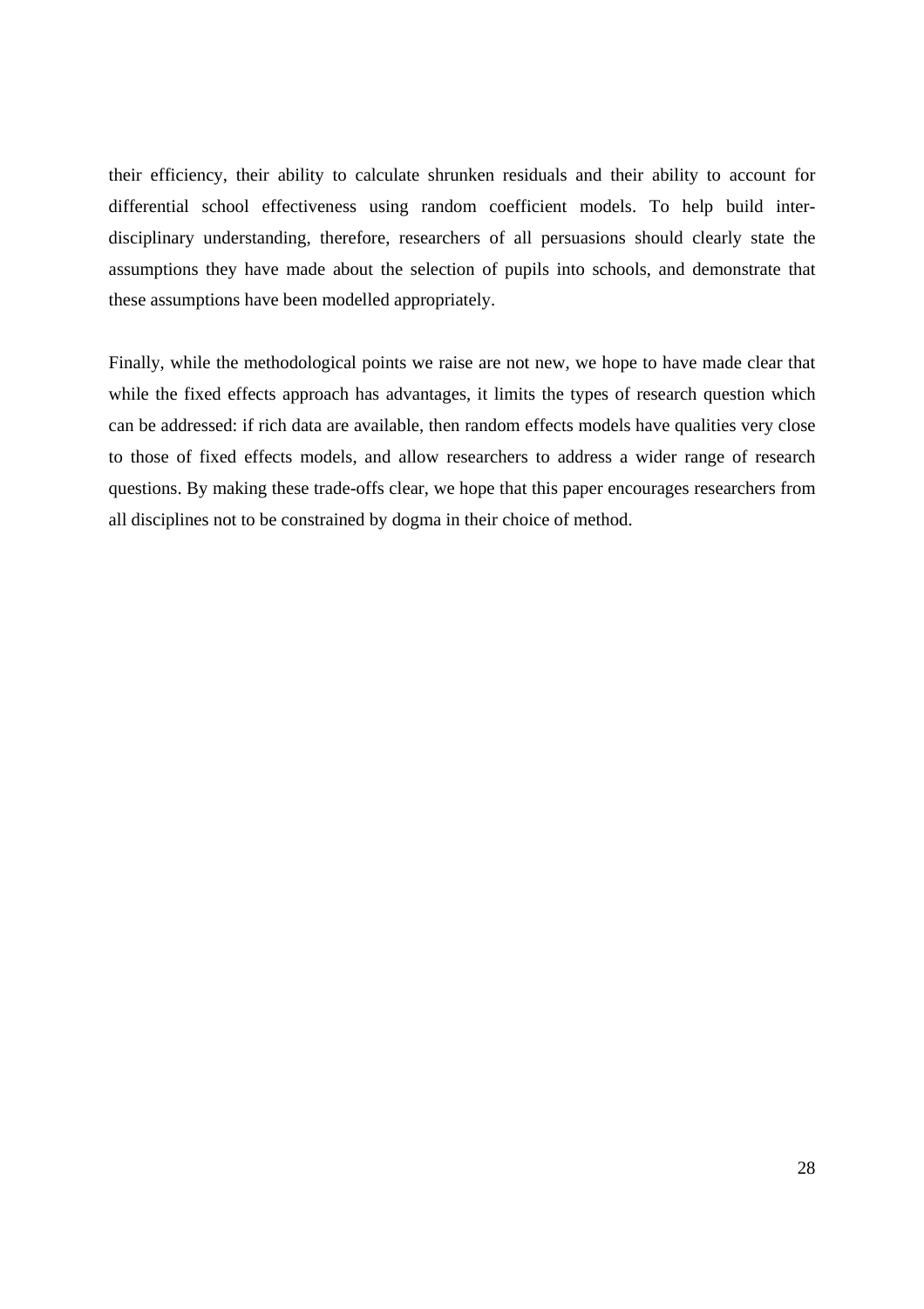their efficiency, their ability to calculate shrunken residuals and their ability to account for differential school effectiveness using random coefficient models. To help build inter-disciplinary understanding, therefore, researchers of all persuasions should clearly state the assumptions they have made about the selection of pupils into schools, and demonstrate that these assumptions have been modelled appropriately.

Finally, while the methodological points we raise are not new, we hope to have made clear that while the fixed effects approach has advantages, it limits the types of research question which can be addressed: if rich data are available, then random effects models have qualities very close to those of fixed effects models, and allow researchers to address a wider range of research questions. By making these trade-offs clear, we hope that this paper encourages researchers from all disciplines not to be constrained by dogma in their choice of method.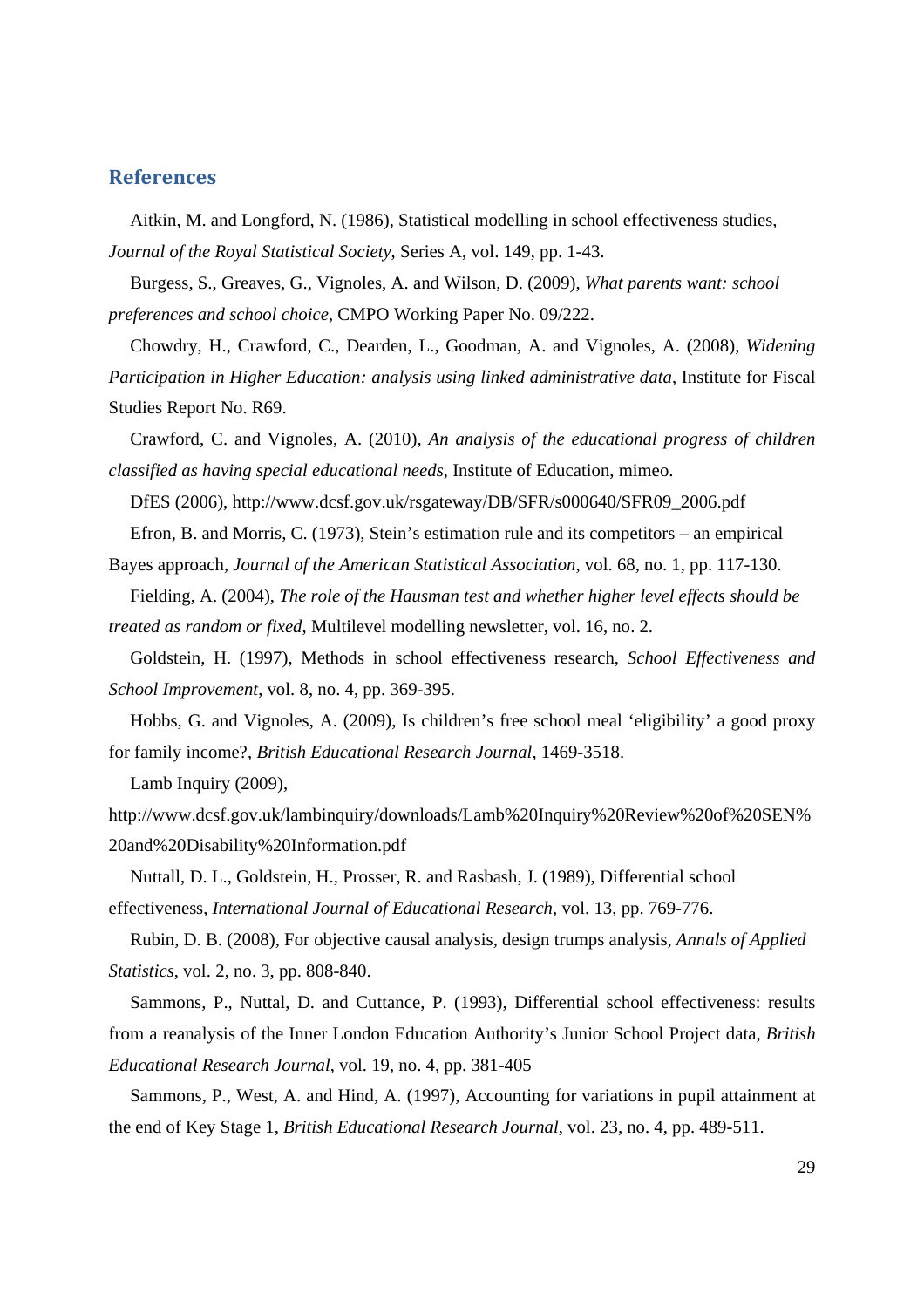## References

Aitkin, M. and Longford, N. (1986), Statistical modelling in school effectiveness studies, *Journal of the Royal Statistical Society*, Series A, vol. 149, pp. 1-43.

Burgess, S., Greaves, G., Vignoles, A. and Wilson, D. (2009), *What parents want: school preferences and school choice*, CMPO Working Paper No. 09/222.

Chowdry, H., Crawford, C., Dearden, L., Goodman, A. and Vignoles, A. (2008), *Widening Participation in Higher Education: analysis using linked administrative data*, Institute for Fiscal Studies Report No. R69.

Crawford, C. and Vignoles, A. (2010), *An analysis of the educational progress of children classified as having special educational needs*, Institute of Education, mimeo.

DfES (2006), http://www.dcsf.gov.uk/rsgateway/DB/SFR/s000640/SFR09_2006.pdf

Efron, B. and Morris, C. (1973), Stein's estimation rule and its competitors – an empirical Bayes approach, *Journal of the American Statistical Association*, vol. 68, no. 1, pp. 117-130.

Fielding, A. (2004), *The role of the Hausman test and whether higher level effects should be treated as random or fixed*, Multilevel modelling newsletter, vol. 16, no. 2.

Goldstein, H. (1997), Methods in school effectiveness research, *School Effectiveness and School Improvement*, vol. 8, no. 4, pp. 369-395.

Hobbs, G. and Vignoles, A. (2009), Is children's free school meal 'eligibility' a good proxy for family income?, *British Educational Research Journal*, 1469-3518.

Lamb Inquiry (2009), http://www.dcsf.gov.uk/lambinquiry/downloads/Lamb%20Inquiry%20Review%20of%20SEN%20and%20Disability%20Information.pdf

Nuttall, D. L., Goldstein, H., Prosser, R. and Rasbash, J. (1989), Differential school effectiveness, *International Journal of Educational Research*, vol. 13, pp. 769-776.

Rubin, D. B. (2008), For objective causal analysis, design trumps analysis, *Annals of Applied Statistics*, vol. 2, no. 3, pp. 808-840.

Sammons, P., Nuttal, D. and Cuttance, P. (1993), Differential school effectiveness: results from a reanalysis of the Inner London Education Authority's Junior School Project data, *British Educational Research Journal*, vol. 19, no. 4, pp. 381-405

Sammons, P., West, A. and Hind, A. (1997), Accounting for variations in pupil attainment at the end of Key Stage 1, *British Educational Research Journal*, vol. 23, no. 4, pp. 489-511.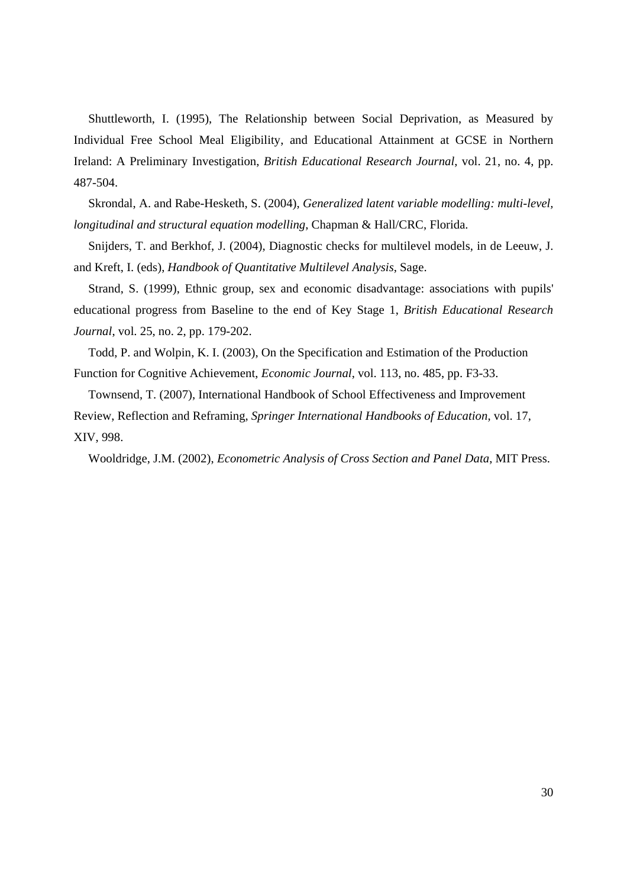Shuttleworth, I. (1995), The Relationship between Social Deprivation, as Measured by Individual Free School Meal Eligibility, and Educational Attainment at GCSE in Northern Ireland: A Preliminary Investigation, *British Educational Research Journal*, vol. 21, no. 4, pp. 487-504.

Skrondal, A. and Rabe-Hesketh, S. (2004), *Generalized latent variable modelling: multi-level, longitudinal and structural equation modelling*, Chapman & Hall/CRC, Florida.

Snijders, T. and Berkhof, J. (2004), Diagnostic checks for multilevel models, in de Leeuw, J. and Kreft, I. (eds), *Handbook of Quantitative Multilevel Analysis*, Sage.

Strand, S. (1999), Ethnic group, sex and economic disadvantage: associations with pupils' educational progress from Baseline to the end of Key Stage 1, *British Educational Research Journal*, vol. 25, no. 2, pp. 179-202.

Todd, P. and Wolpin, K. I. (2003), On the Specification and Estimation of the Production Function for Cognitive Achievement, *Economic Journal*, vol. 113, no. 485, pp. F3-33.

Townsend, T. (2007), International Handbook of School Effectiveness and Improvement Review, Reflection and Reframing, *Springer International Handbooks of Education*, vol. 17, XIV, 998.

Wooldridge, J.M. (2002), *Econometric Analysis of Cross Section and Panel Data*, MIT Press.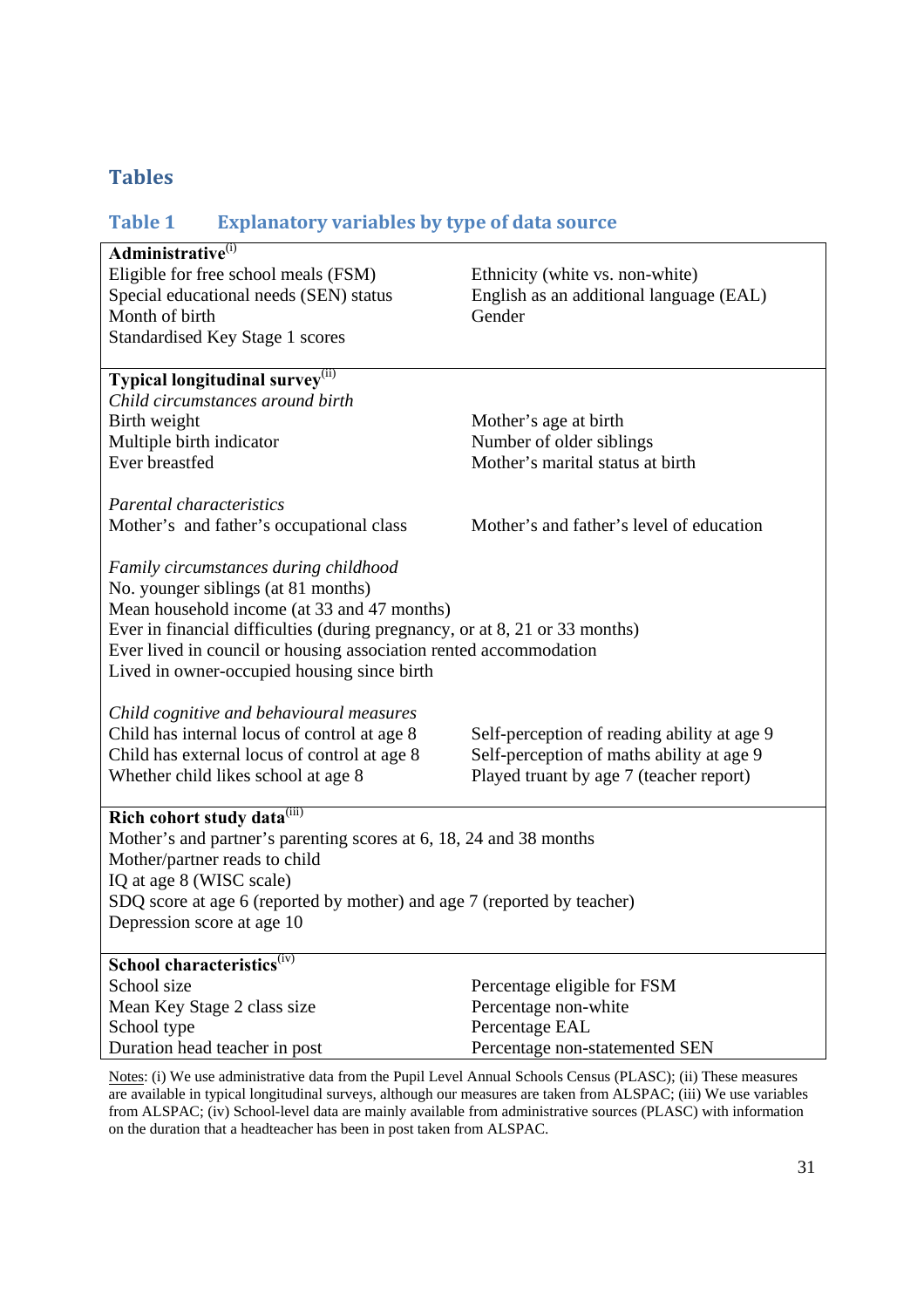## Tables

### Table 1 Explanatory variables by type of data source

| | |
|---|---|
| **Administrative**[(i)] | |
| Eligible for free school meals (FSM) | Ethnicity (white vs. non-white) |
| Special educational needs (SEN) status | English as an additional language (EAL) |
| Month of birth | Gender |
| Standardised Key Stage 1 scores | |
| **Typical longitudinal survey**[(ii)] | |
| *Child circumstances around birth* | |
| Birth weight | Mother's age at birth |
| Multiple birth indicator | Number of older siblings |
| Ever breastfed | Mother's marital status at birth |
| *Parental characteristics* | |
| Mother's and father's occupational class | Mother's and father's level of education |
| *Family circumstances during childhood* | |
| No. younger siblings (at 81 months) | |
| Mean household income (at 33 and 47 months) | |
| Ever in financial difficulties (during pregnancy, or at 8, 21 or 33 months) | |
| Ever lived in council or housing association rented accommodation | |
| Lived in owner-occupied housing since birth | |
| *Child cognitive and behavioural measures* | |
| Child has internal locus of control at age 8 | Self-perception of reading ability at age 9 |
| Child has external locus of control at age 8 | Self-perception of maths ability at age 9 |
| Whether child likes school at age 8 | Played truant by age 7 (teacher report) |
| **Rich cohort study data**[(iii)] | |
| Mother's and partner's parenting scores at 6, 18, 24 and 38 months | |
| Mother/partner reads to child | |
| IQ at age 8 (WISC scale) | |
| SDQ score at age 6 (reported by mother) and age 7 (reported by teacher) | |
| Depression score at age 10 | |
| **School characteristics**[(iv)] | |
| School size | Percentage eligible for FSM |
| Mean Key Stage 2 class size | Percentage non-white |
| School type | Percentage EAL |
| Duration head teacher in post | Percentage non-statemented SEN |

Notes: (i) We use administrative data from the Pupil Level Annual Schools Census (PLASC); (ii) These measures are available in typical longitudinal surveys, although our measures are taken from ALSPAC; (iii) We use variables from ALSPAC; (iv) School-level data are mainly available from administrative sources (PLASC) with information on the duration that a headteacher has been in post taken from ALSPAC.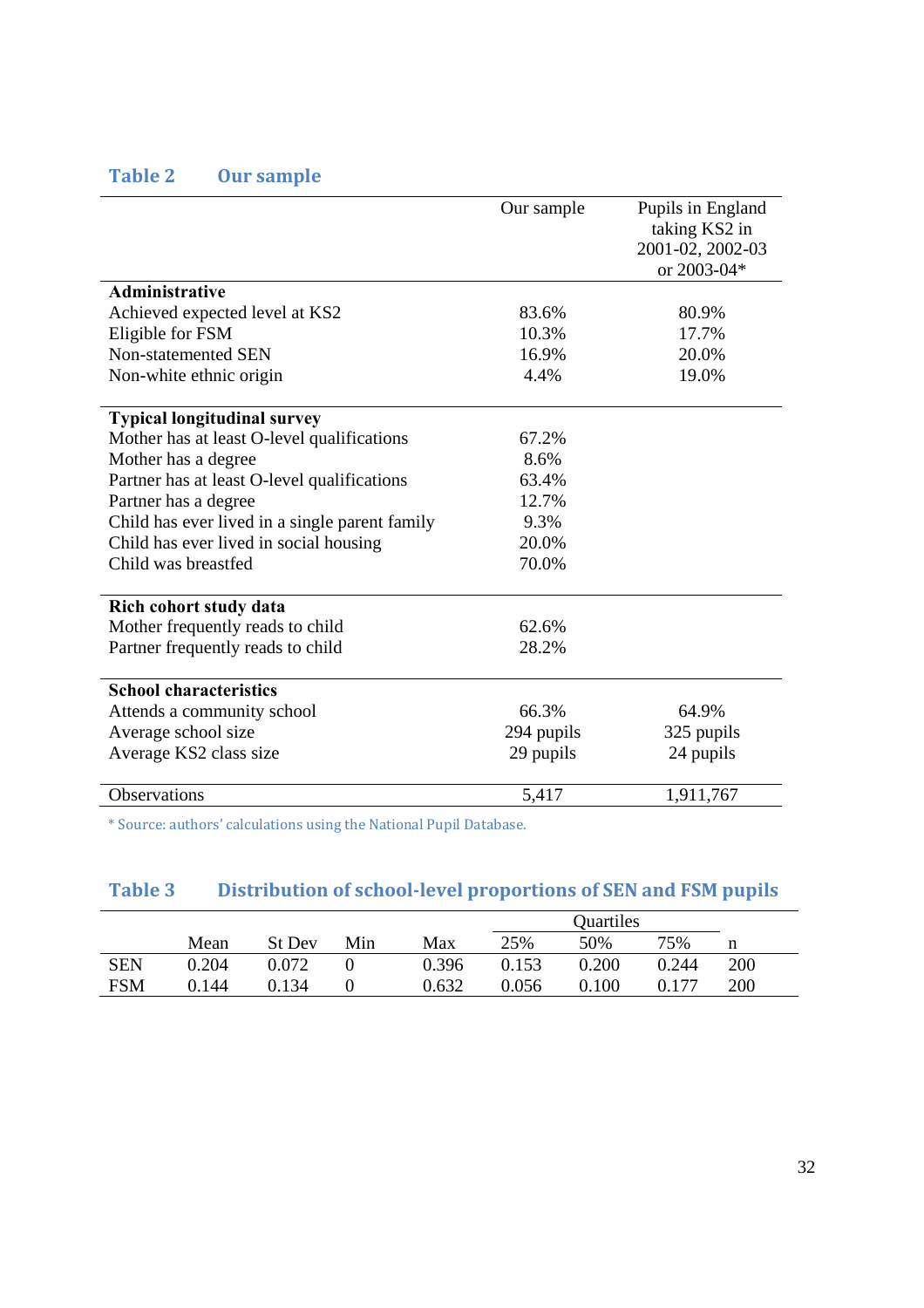**Table 2 Our sample**

| | Our sample | Pupils in England taking KS2 in 2001-02, 2002-03 or 2003-04* |
|---|---|---|
| **Administrative** | | |
| Achieved expected level at KS2 | 83.6% | 80.9% |
| Eligible for FSM | 10.3% | 17.7% |
| Non-statemented SEN | 16.9% | 20.0% |
| Non-white ethnic origin | 4.4% | 19.0% |
| **Typical longitudinal survey** | | |
| Mother has at least O-level qualifications | 67.2% | |
| Mother has a degree | 8.6% | |
| Partner has at least O-level qualifications | 63.4% | |
| Partner has a degree | 12.7% | |
| Child has ever lived in a single parent family | 9.3% | |
| Child has ever lived in social housing | 20.0% | |
| Child was breastfed | 70.0% | |
| **Rich cohort study data** | | |
| Mother frequently reads to child | 62.6% | |
| Partner frequently reads to child | 28.2% | |
| **School characteristics** | | |
| Attends a community school | 66.3% | 64.9% |
| Average school size | 294 pupils | 325 pupils |
| Average KS2 class size | 29 pupils | 24 pupils |
| Observations | 5,417 | 1,911,767 |

* Source: authors' calculations using the National Pupil Database.

**Table 3 Distribution of school-level proportions of SEN and FSM pupils**

| | | | | | Quartiles | | | |
|---|---|---|---|---|---|---|---|---|
| | Mean | St Dev | Min | Max | 25% | 50% | 75% | n |
| SEN | 0.204 | 0.072 | 0 | 0.396 | 0.153 | 0.200 | 0.244 | 200 |
| FSM | 0.144 | 0.134 | 0 | 0.632 | 0.056 | 0.100 | 0.177 | 200 |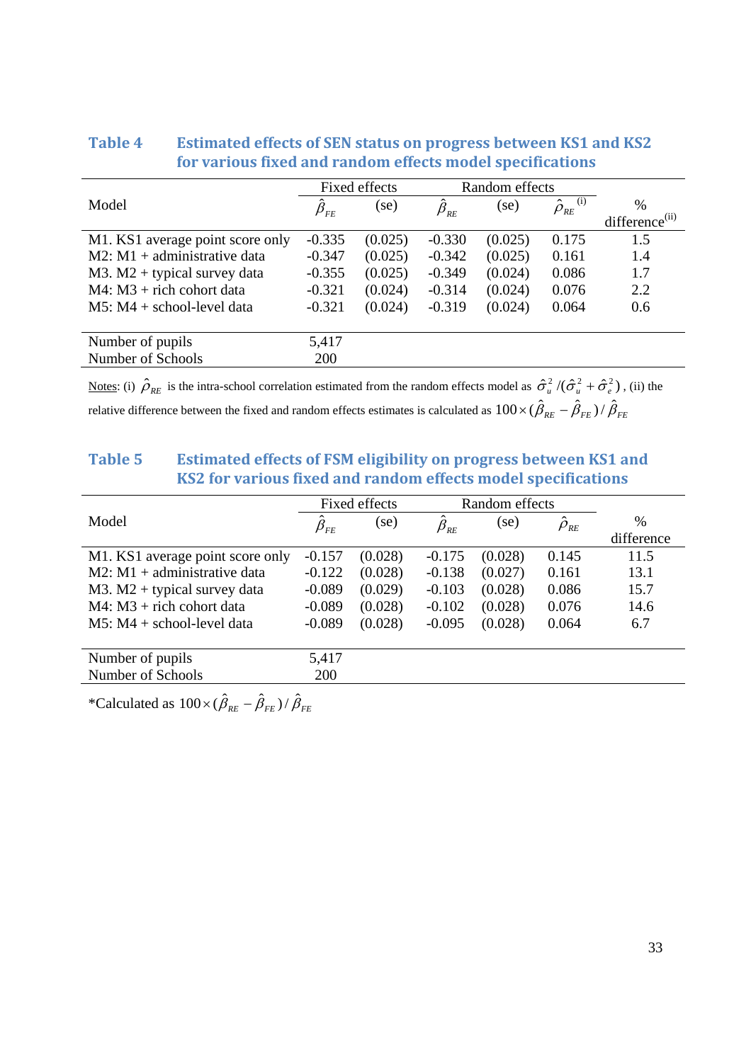**Table 4 Estimated effects of SEN status on progress between KS1 and KS2 for various fixed and random effects model specifications**

| Model | Fixed effects | | Random effects | | | |
|---|---|---|---|---|---|---|
| | $\hat{\beta}_{FE}$ | (se) | $\hat{\beta}_{RE}$ | (se) | $\hat{\rho}_{RE}$ (i) | % difference(ii) |
| M1. KS1 average point score only | -0.335 | (0.025) | -0.330 | (0.025) | 0.175 | 1.5 |
| M2: M1 + administrative data | -0.347 | (0.025) | -0.342 | (0.025) | 0.161 | 1.4 |
| M3. M2 + typical survey data | -0.355 | (0.025) | -0.349 | (0.024) | 0.086 | 1.7 |
| M4: M3 + rich cohort data | -0.321 | (0.024) | -0.314 | (0.024) | 0.076 | 2.2 |
| M5: M4 + school-level data | -0.321 | (0.024) | -0.319 | (0.024) | 0.064 | 0.6 |
| | | | | | | |
| Number of pupils | 5,417 | | | | | |
| Number of Schools | 200 | | | | | |

Notes: (i) $\hat{\rho}_{RE}$ is the intra-school correlation estimated from the random effects model as $\hat{\sigma}_u^2/(\hat{\sigma}_u^2 + \hat{\sigma}_e^2)$, (ii) the relative difference between the fixed and random effects estimates is calculated as $100 \times (\hat{\beta}_{RE} - \hat{\beta}_{FE}) / \hat{\beta}_{FE}$

**Table 5 Estimated effects of FSM eligibility on progress between KS1 and KS2 for various fixed and random effects model specifications**

| Model | Fixed effects | | Random effects | | | |
|---|---|---|---|---|---|---|
| | $\hat{\beta}_{FE}$ | (se) | $\hat{\beta}_{RE}$ | (se) | $\hat{\rho}_{RE}$ | % difference |
| M1. KS1 average point score only | -0.157 | (0.028) | -0.175 | (0.028) | 0.145 | 11.5 |
| M2: M1 + administrative data | -0.122 | (0.028) | -0.138 | (0.027) | 0.161 | 13.1 |
| M3. M2 + typical survey data | -0.089 | (0.029) | -0.103 | (0.028) | 0.086 | 15.7 |
| M4: M3 + rich cohort data | -0.089 | (0.028) | -0.102 | (0.028) | 0.076 | 14.6 |
| M5: M4 + school-level data | -0.089 | (0.028) | -0.095 | (0.028) | 0.064 | 6.7 |
| | | | | | | |
| Number of pupils | 5,417 | | | | | |
| Number of Schools | 200 | | | | | |

*Calculated as $100 \times (\hat{\beta}_{RE} - \hat{\beta}_{FE}) / \hat{\beta}_{FE}$